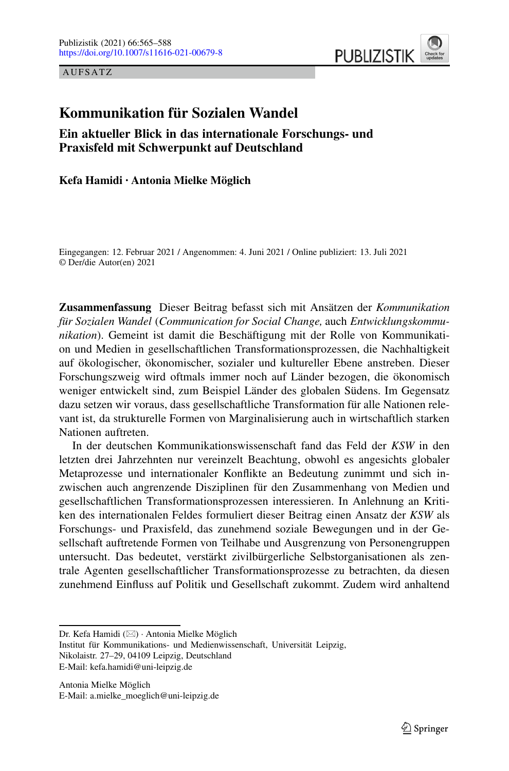AUFSATZ

# Kommunikation für Sozialen Wandel

## Ein aktueller Blick in das internationale Forschungs- und Praxisfeld mit Schwerpunkt auf Deutschland

**Kefa Hamidi · Antonia Mielke Möglich**

Eingegangen: 12. Februar 2021 / Angenommen: 4. Juni 2021 / Online publiziert: 13. Juli 2021
© Der/die Autor(en) 2021

**Zusammenfassung** Dieser Beitrag befasst sich mit Ansätzen der *Kommunikation für Sozialen Wandel* (*Communication for Social Change,* auch *Entwicklungskommunikation*). Gemeint ist damit die Beschäftigung mit der Rolle von Kommunikation und Medien in gesellschaftlichen Transformationsprozessen, die Nachhaltigkeit auf ökologischer, ökonomischer, sozialer und kultureller Ebene anstreben. Dieser Forschungszweig wird oftmals immer noch auf Länder bezogen, die ökonomisch weniger entwickelt sind, zum Beispiel Länder des globalen Südens. Im Gegensatz dazu setzen wir voraus, dass gesellschaftliche Transformation für alle Nationen relevant ist, da strukturelle Formen von Marginalisierung auch in wirtschaftlich starken Nationen auftreten.

In der deutschen Kommunikationswissenschaft fand das Feld der *KSW* in den letzten drei Jahrzehnten nur vereinzelt Beachtung, obwohl es angesichts globaler Metaprozesse und internationaler Konflikte an Bedeutung zunimmt und sich inzwischen auch angrenzende Disziplinen für den Zusammenhang von Medien und gesellschaftlichen Transformationsprozessen interessieren. In Anlehnung an Kritiken des internationalen Feldes formuliert dieser Beitrag einen Ansatz der *KSW* als Forschungs- und Praxisfeld, das zunehmend soziale Bewegungen und in der Gesellschaft auftretende Formen von Teilhabe und Ausgrenzung von Personengruppen untersucht. Das bedeutet, verstärkt zivilbürgerliche Selbstorganisationen als zentrale Agenten gesellschaftlicher Transformationsprozesse zu betrachten, da diesen zunehmend Einfluss auf Politik und Gesellschaft zukommt. Zudem wird anhaltend

---

Dr. Kefa Hamidi (✉) · Antonia Mielke Möglich
Institut für Kommunikations- und Medienwissenschaft, Universität Leipzig,
Nikolaistr. 27–29, 04109 Leipzig, Deutschland
E-Mail: kefa.hamidi@uni-leipzig.de

Antonia Mielke Möglich
E-Mail: a.mielke_moeglich@uni-leipzig.de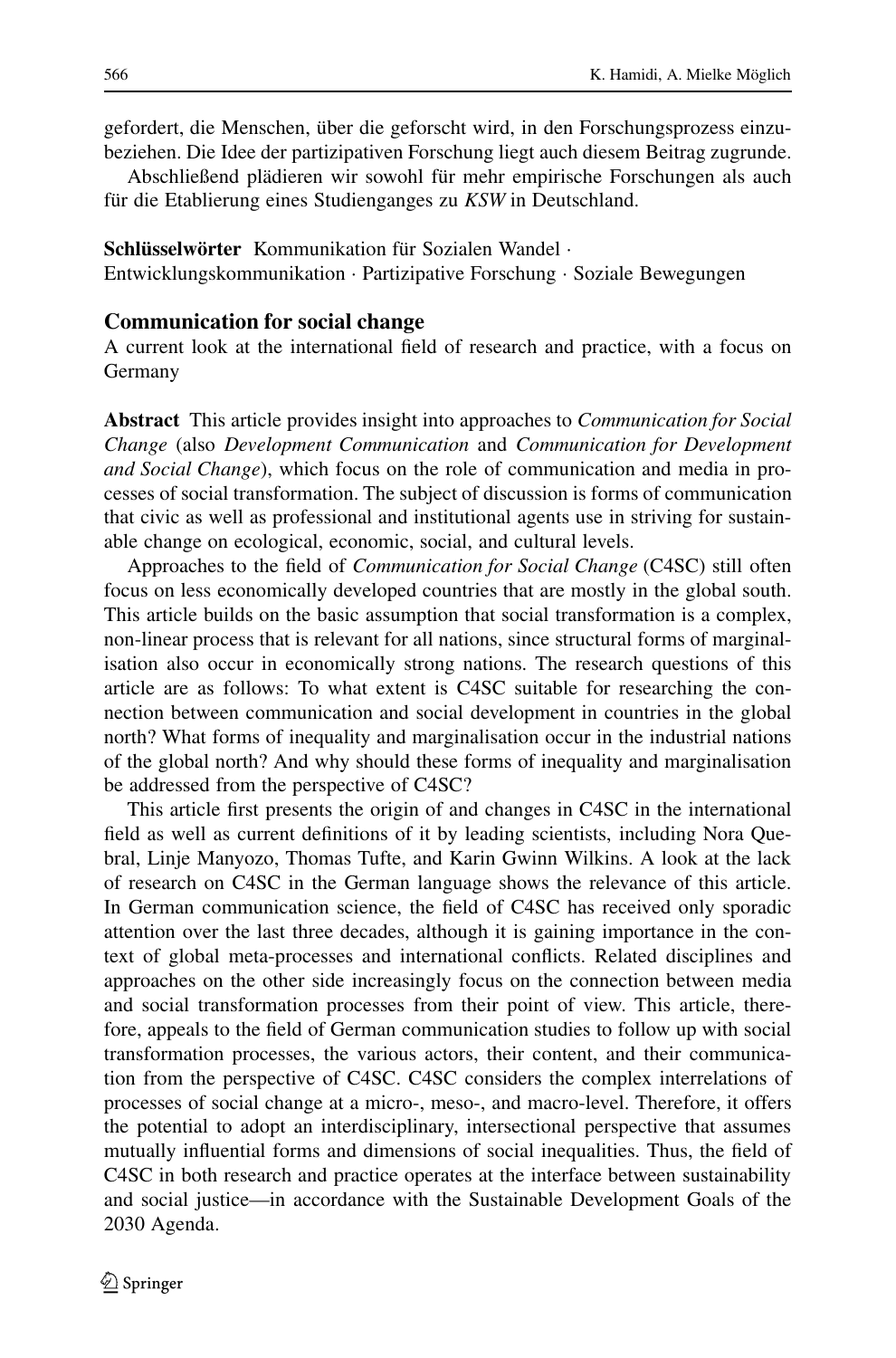gefordert, die Menschen, über die geforscht wird, in den Forschungsprozess einzubeziehen. Die Idee der partizipativen Forschung liegt auch diesem Beitrag zugrunde.

Abschließend plädieren wir sowohl für mehr empirische Forschungen als auch für die Etablierung eines Studienganges zu *KSW* in Deutschland.

**Schlüsselwörter** Kommunikation für Sozialen Wandel · Entwicklungskommunikation · Partizipative Forschung · Soziale Bewegungen

## Communication for social change

A current look at the international field of research and practice, with a focus on Germany

**Abstract** This article provides insight into approaches to *Communication for Social Change* (also *Development Communication* and *Communication for Development and Social Change*), which focus on the role of communication and media in processes of social transformation. The subject of discussion is forms of communication that civic as well as professional and institutional agents use in striving for sustainable change on ecological, economic, social, and cultural levels.

Approaches to the field of *Communication for Social Change* (C4SC) still often focus on less economically developed countries that are mostly in the global south. This article builds on the basic assumption that social transformation is a complex, non-linear process that is relevant for all nations, since structural forms of marginalisation also occur in economically strong nations. The research questions of this article are as follows: To what extent is C4SC suitable for researching the connection between communication and social development in countries in the global north? What forms of inequality and marginalisation occur in the industrial nations of the global north? And why should these forms of inequality and marginalisation be addressed from the perspective of C4SC?

This article first presents the origin of and changes in C4SC in the international field as well as current definitions of it by leading scientists, including Nora Quebral, Linje Manyozo, Thomas Tufte, and Karin Gwinn Wilkins. A look at the lack of research on C4SC in the German language shows the relevance of this article. In German communication science, the field of C4SC has received only sporadic attention over the last three decades, although it is gaining importance in the context of global meta-processes and international conflicts. Related disciplines and approaches on the other side increasingly focus on the connection between media and social transformation processes from their point of view. This article, therefore, appeals to the field of German communication studies to follow up with social transformation processes, the various actors, their content, and their communication from the perspective of C4SC. C4SC considers the complex interrelations of processes of social change at a micro-, meso-, and macro-level. Therefore, it offers the potential to adopt an interdisciplinary, intersectional perspective that assumes mutually influential forms and dimensions of social inequalities. Thus, the field of C4SC in both research and practice operates at the interface between sustainability and social justice—in accordance with the Sustainable Development Goals of the 2030 Agenda.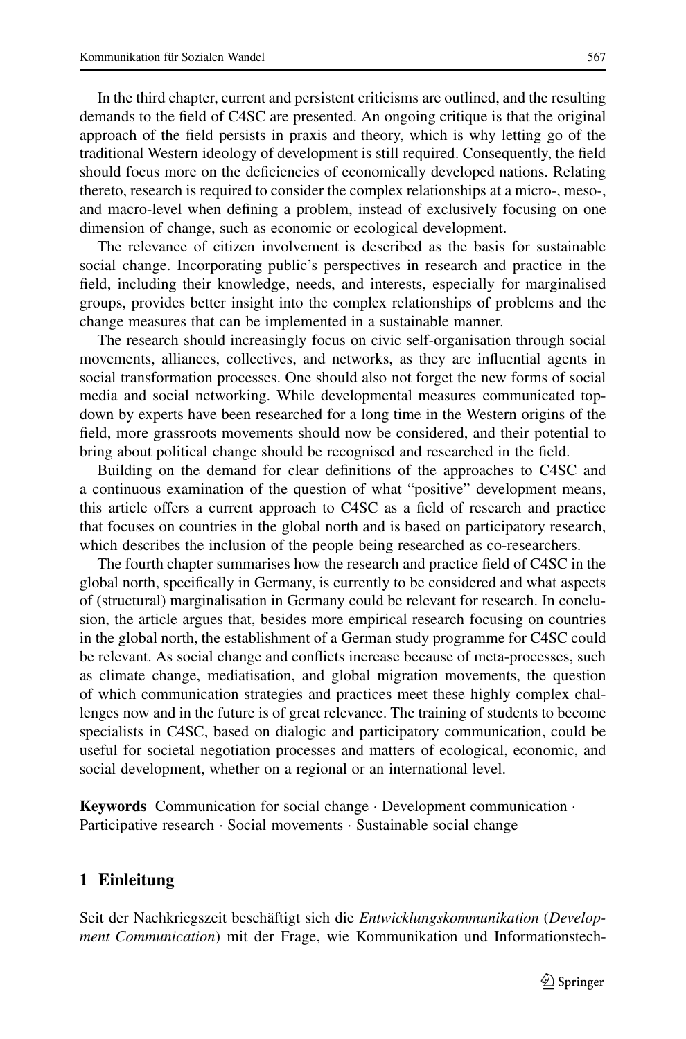In the third chapter, current and persistent criticisms are outlined, and the resulting demands to the field of C4SC are presented. An ongoing critique is that the original approach of the field persists in praxis and theory, which is why letting go of the traditional Western ideology of development is still required. Consequently, the field should focus more on the deficiencies of economically developed nations. Relating thereto, research is required to consider the complex relationships at a micro-, meso-, and macro-level when defining a problem, instead of exclusively focusing on one dimension of change, such as economic or ecological development.

The relevance of citizen involvement is described as the basis for sustainable social change. Incorporating public's perspectives in research and practice in the field, including their knowledge, needs, and interests, especially for marginalised groups, provides better insight into the complex relationships of problems and the change measures that can be implemented in a sustainable manner.

The research should increasingly focus on civic self-organisation through social movements, alliances, collectives, and networks, as they are influential agents in social transformation processes. One should also not forget the new forms of social media and social networking. While developmental measures communicated top-down by experts have been researched for a long time in the Western origins of the field, more grassroots movements should now be considered, and their potential to bring about political change should be recognised and researched in the field.

Building on the demand for clear definitions of the approaches to C4SC and a continuous examination of the question of what "positive" development means, this article offers a current approach to C4SC as a field of research and practice that focuses on countries in the global north and is based on participatory research, which describes the inclusion of the people being researched as co-researchers.

The fourth chapter summarises how the research and practice field of C4SC in the global north, specifically in Germany, is currently to be considered and what aspects of (structural) marginalisation in Germany could be relevant for research. In conclusion, the article argues that, besides more empirical research focusing on countries in the global north, the establishment of a German study programme for C4SC could be relevant. As social change and conflicts increase because of meta-processes, such as climate change, mediatisation, and global migration movements, the question of which communication strategies and practices meet these highly complex challenges now and in the future is of great relevance. The training of students to become specialists in C4SC, based on dialogic and participatory communication, could be useful for societal negotiation processes and matters of ecological, economic, and social development, whether on a regional or an international level.

**Keywords** Communication for social change · Development communication · Participative research · Social movements · Sustainable social change

## 1 Einleitung

Seit der Nachkriegszeit beschäftigt sich die *Entwicklungskommunikation* (*Development Communication*) mit der Frage, wie Kommunikation und Informationstech-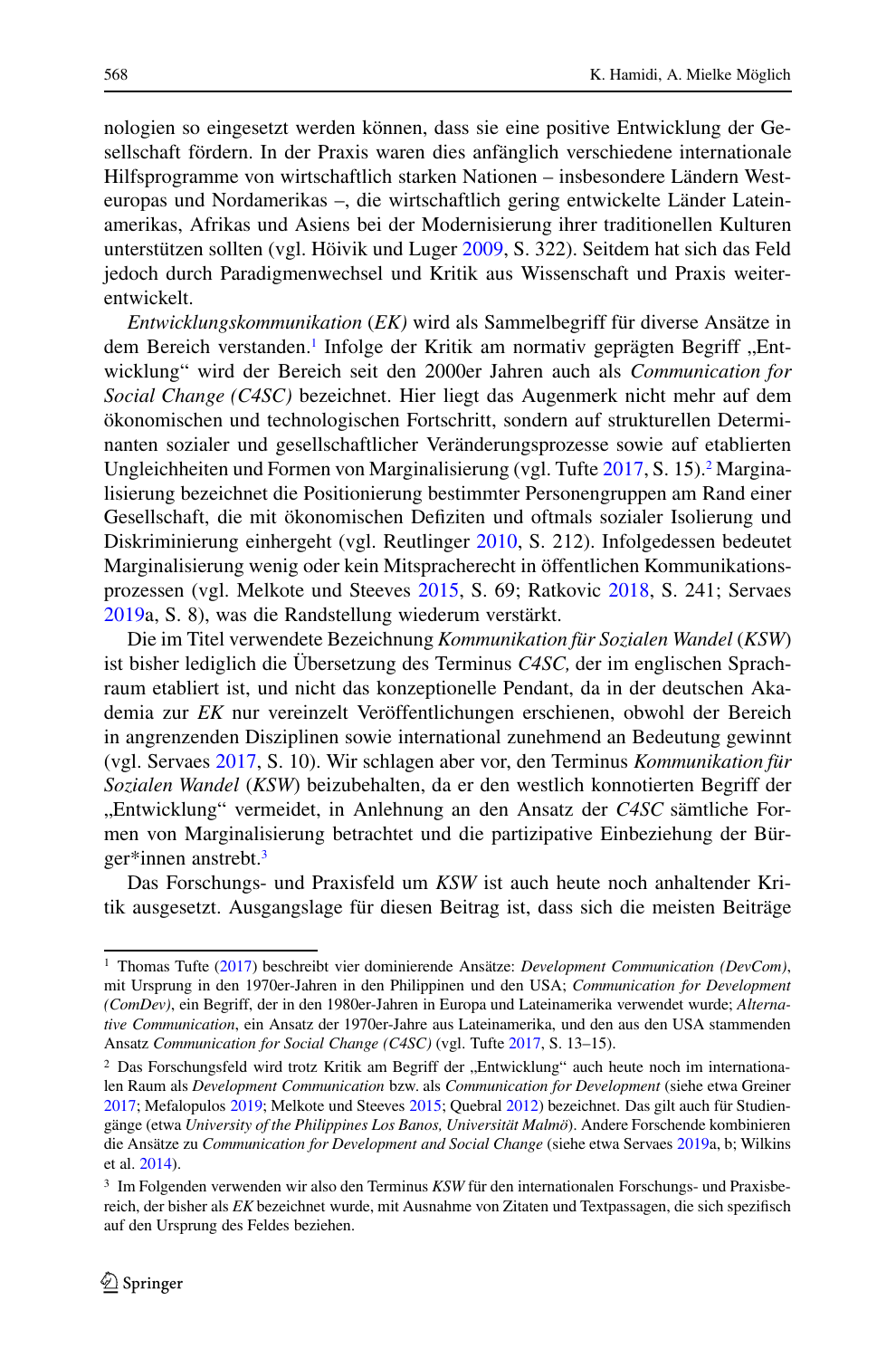nologien so eingesetzt werden können, dass sie eine positive Entwicklung der Gesellschaft fördern. In der Praxis waren dies anfänglich verschiedene internationale Hilfsprogramme von wirtschaftlich starken Nationen – insbesondere Ländern Westeuropas und Nordamerikas –, die wirtschaftlich gering entwickelte Länder Lateinamerikas, Afrikas und Asiens bei der Modernisierung ihrer traditionellen Kulturen unterstützen sollten (vgl. Höivik und Luger 2009, S. 322). Seitdem hat sich das Feld jedoch durch Paradigmenwechsel und Kritik aus Wissenschaft und Praxis weiterentwickelt.

*Entwicklungskommunikation* (*EK)* wird als Sammelbegriff für diverse Ansätze in dem Bereich verstanden.[1] Infolge der Kritik am normativ geprägten Begriff „Entwicklung" wird der Bereich seit den 2000er Jahren auch als *Communication for Social Change (C4SC)* bezeichnet. Hier liegt das Augenmerk nicht mehr auf dem ökonomischen und technologischen Fortschritt, sondern auf strukturellen Determinanten sozialer und gesellschaftlicher Veränderungsprozesse sowie auf etablierten Ungleichheiten und Formen von Marginalisierung (vgl. Tufte 2017, S. 15).[2] Marginalisierung bezeichnet die Positionierung bestimmter Personengruppen am Rand einer Gesellschaft, die mit ökonomischen Defiziten und oftmals sozialer Isolierung und Diskriminierung einhergeht (vgl. Reutlinger 2010, S. 212). Infolgedessen bedeutet Marginalisierung wenig oder kein Mitspracherecht in öffentlichen Kommunikationsprozessen (vgl. Melkote und Steeves 2015, S. 69; Ratkovic 2018, S. 241; Servaes 2019a, S. 8), was die Randstellung wiederum verstärkt.

Die im Titel verwendete Bezeichnung *Kommunikation für Sozialen Wandel* (*KSW*) ist bisher lediglich die Übersetzung des Terminus *C4SC,* der im englischen Sprachraum etabliert ist, und nicht das konzeptionelle Pendant, da in der deutschen Akademia zur *EK* nur vereinzelt Veröffentlichungen erschienen, obwohl der Bereich in angrenzenden Disziplinen sowie international zunehmend an Bedeutung gewinnt (vgl. Servaes 2017, S. 10). Wir schlagen aber vor, den Terminus *Kommunikation für Sozialen Wandel* (*KSW*) beizubehalten, da er den westlich konnotierten Begriff der „Entwicklung" vermeidet, in Anlehnung an den Ansatz der *C4SC* sämtliche Formen von Marginalisierung betrachtet und die partizipative Einbeziehung der Bürger*innen anstrebt.[3]

Das Forschungs- und Praxisfeld um *KSW* ist auch heute noch anhaltender Kritik ausgesetzt. Ausgangslage für diesen Beitrag ist, dass sich die meisten Beiträge

---

[1] Thomas Tufte (2017) beschreibt vier dominierende Ansätze: *Development Communication (DevCom)*, mit Ursprung in den 1970er-Jahren in den Philippinen und den USA; *Communication for Development (ComDev)*, ein Begriff, der in den 1980er-Jahren in Europa und Lateinamerika verwendet wurde; *Alternative Communication*, ein Ansatz der 1970er-Jahre aus Lateinamerika, und den aus den USA stammenden Ansatz *Communication for Social Change (C4SC)* (vgl. Tufte 2017, S. 13–15).

[2] Das Forschungsfeld wird trotz Kritik am Begriff der „Entwicklung" auch heute noch im internationalen Raum als *Development Communication* bzw. als *Communication for Development* (siehe etwa Greiner 2017; Mefalopulos 2019; Melkote und Steeves 2015; Quebral 2012) bezeichnet. Das gilt auch für Studiengänge (etwa *University of the Philippines Los Banos, Universität Malmö*). Andere Forschende kombinieren die Ansätze zu *Communication for Development and Social Change* (siehe etwa Servaes 2019a, b; Wilkins et al. 2014).

[3] Im Folgenden verwenden wir also den Terminus *KSW* für den internationalen Forschungs- und Praxisbereich, der bisher als *EK* bezeichnet wurde, mit Ausnahme von Zitaten und Textpassagen, die sich spezifisch auf den Ursprung des Feldes beziehen.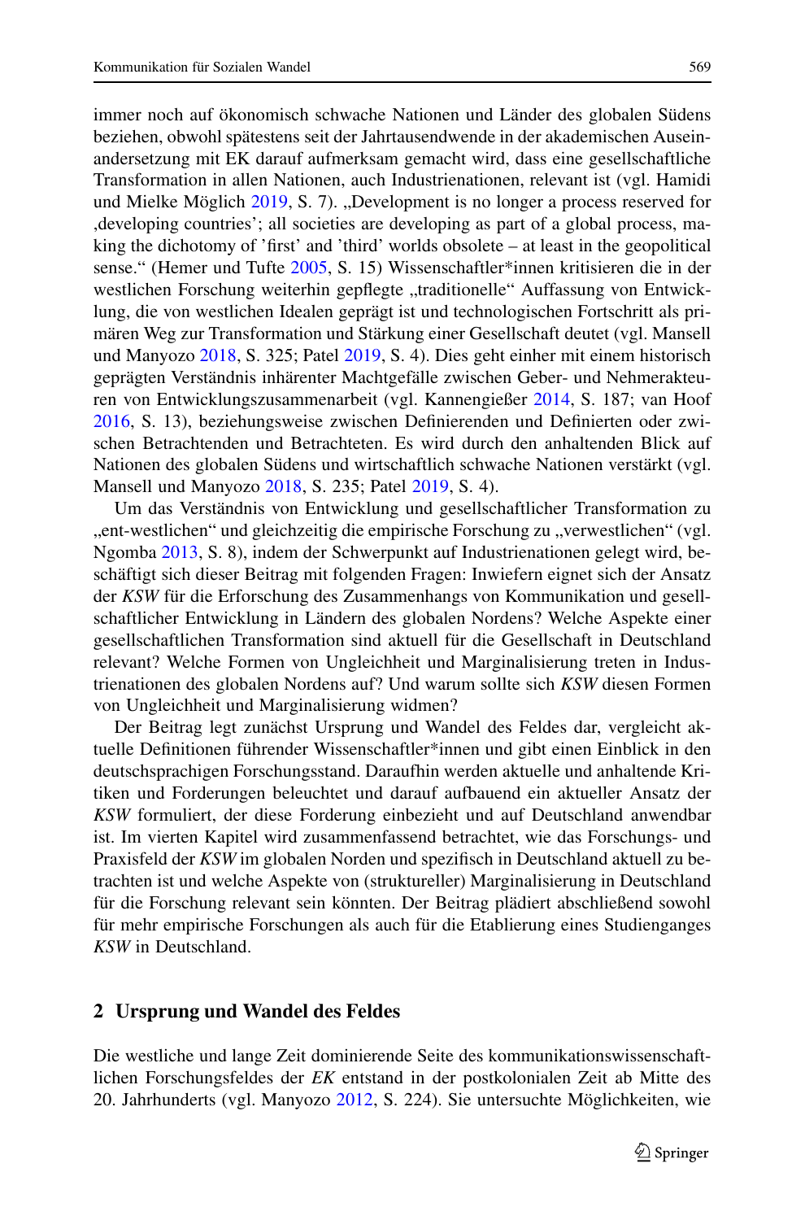immer noch auf ökonomisch schwache Nationen und Länder des globalen Südens beziehen, obwohl spätestens seit der Jahrtausendwende in der akademischen Auseinandersetzung mit EK darauf aufmerksam gemacht wird, dass eine gesellschaftliche Transformation in allen Nationen, auch Industrienationen, relevant ist (vgl. Hamidi und Mielke Möglich 2019, S. 7). „Development is no longer a process reserved for ‚developing countries'; all societies are developing as part of a global process, making the dichotomy of 'first' and 'third' worlds obsolete – at least in the geopolitical sense." (Hemer und Tufte 2005, S. 15) Wissenschaftler*innen kritisieren die in der westlichen Forschung weiterhin gepflegte „traditionelle" Auffassung von Entwicklung, die von westlichen Idealen geprägt ist und technologischen Fortschritt als primären Weg zur Transformation und Stärkung einer Gesellschaft deutet (vgl. Mansell und Manyozo 2018, S. 325; Patel 2019, S. 4). Dies geht einher mit einem historisch geprägten Verständnis inhärenter Machtgefälle zwischen Geber- und Nehmerakteuren von Entwicklungszusammenarbeit (vgl. Kannengießer 2014, S. 187; van Hoof 2016, S. 13), beziehungsweise zwischen Definierenden und Definierten oder zwischen Betrachtenden und Betrachteten. Es wird durch den anhaltenden Blick auf Nationen des globalen Südens und wirtschaftlich schwache Nationen verstärkt (vgl. Mansell und Manyozo 2018, S. 235; Patel 2019, S. 4).

Um das Verständnis von Entwicklung und gesellschaftlicher Transformation zu „ent-westlichen" und gleichzeitig die empirische Forschung zu „verwestlichen" (vgl. Ngomba 2013, S. 8), indem der Schwerpunkt auf Industrienationen gelegt wird, beschäftigt sich dieser Beitrag mit folgenden Fragen: Inwiefern eignet sich der Ansatz der *KSW* für die Erforschung des Zusammenhangs von Kommunikation und gesellschaftlicher Entwicklung in Ländern des globalen Nordens? Welche Aspekte einer gesellschaftlichen Transformation sind aktuell für die Gesellschaft in Deutschland relevant? Welche Formen von Ungleichheit und Marginalisierung treten in Industrienationen des globalen Nordens auf? Und warum sollte sich *KSW* diesen Formen von Ungleichheit und Marginalisierung widmen?

Der Beitrag legt zunächst Ursprung und Wandel des Feldes dar, vergleicht aktuelle Definitionen führender Wissenschaftler*innen und gibt einen Einblick in den deutschsprachigen Forschungsstand. Daraufhin werden aktuelle und anhaltende Kritiken und Forderungen beleuchtet und darauf aufbauend ein aktueller Ansatz der *KSW* formuliert, der diese Forderung einbezieht und auf Deutschland anwendbar ist. Im vierten Kapitel wird zusammenfassend betrachtet, wie das Forschungs- und Praxisfeld der *KSW* im globalen Norden und spezifisch in Deutschland aktuell zu betrachten ist und welche Aspekte von (struktureller) Marginalisierung in Deutschland für die Forschung relevant sein könnten. Der Beitrag plädiert abschließend sowohl für mehr empirische Forschungen als auch für die Etablierung eines Studienganges *KSW* in Deutschland.

## 2 Ursprung und Wandel des Feldes

Die westliche und lange Zeit dominierende Seite des kommunikationswissenschaftlichen Forschungsfeldes der *EK* entstand in der postkolonialen Zeit ab Mitte des 20. Jahrhunderts (vgl. Manyozo 2012, S. 224). Sie untersuchte Möglichkeiten, wie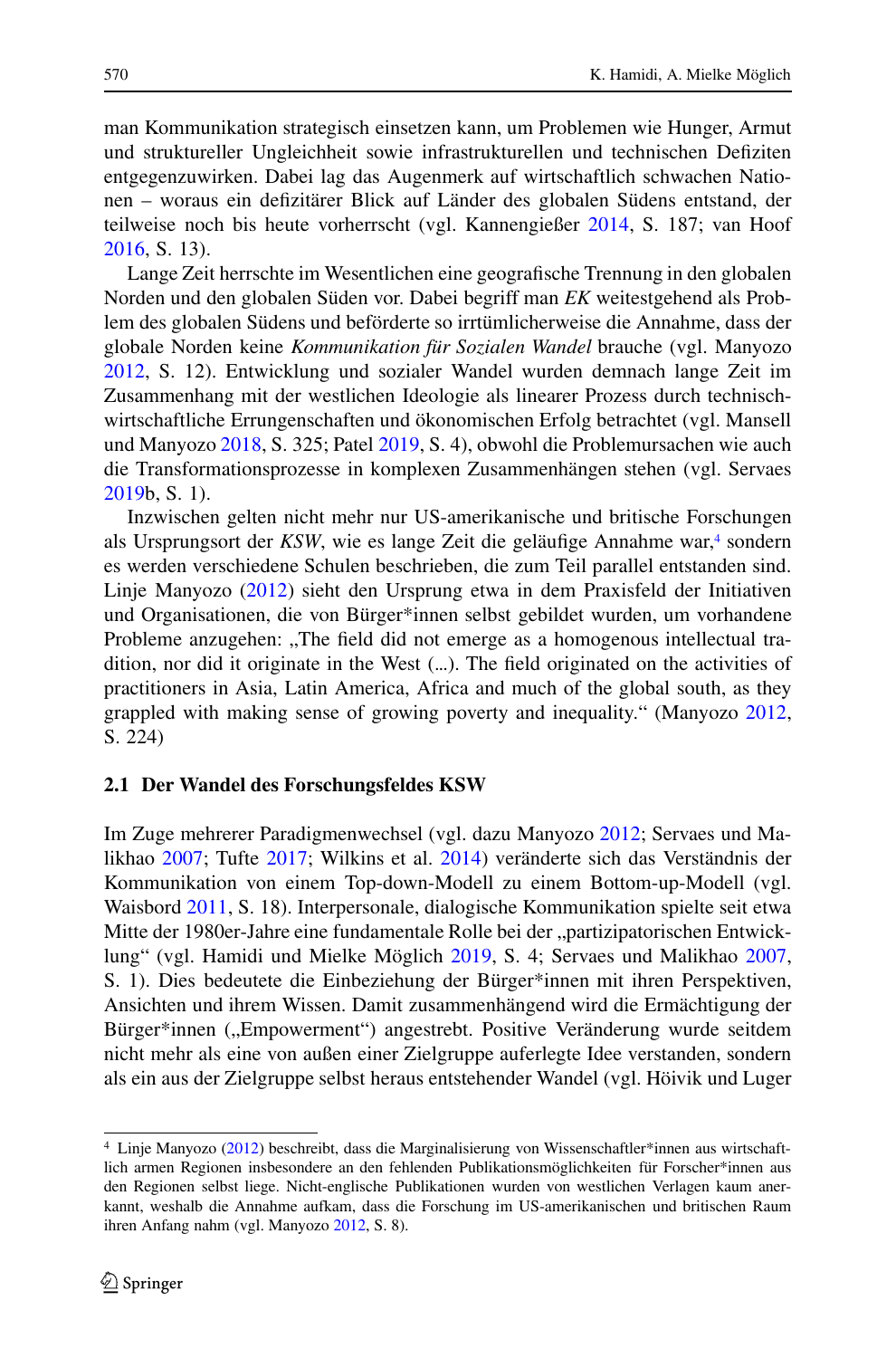man Kommunikation strategisch einsetzen kann, um Problemen wie Hunger, Armut und struktureller Ungleichheit sowie infrastrukturellen und technischen Defiziten entgegenzuwirken. Dabei lag das Augenmerk auf wirtschaftlich schwachen Nationen – woraus ein defizitärer Blick auf Länder des globalen Südens entstand, der teilweise noch bis heute vorherrscht (vgl. Kannengießer 2014, S. 187; van Hoof 2016, S. 13).

Lange Zeit herrschte im Wesentlichen eine geografische Trennung in den globalen Norden und den globalen Süden vor. Dabei begriff man *EK* weitestgehend als Problem des globalen Südens und beförderte so irrtümlicherweise die Annahme, dass der globale Norden keine *Kommunikation für Sozialen Wandel* brauche (vgl. Manyozo 2012, S. 12). Entwicklung und sozialer Wandel wurden demnach lange Zeit im Zusammenhang mit der westlichen Ideologie als linearer Prozess durch technisch-wirtschaftliche Errungenschaften und ökonomischen Erfolg betrachtet (vgl. Mansell und Manyozo 2018, S. 325; Patel 2019, S. 4), obwohl die Problemursachen wie auch die Transformationsprozesse in komplexen Zusammenhängen stehen (vgl. Servaes 2019b, S. 1).

Inzwischen gelten nicht mehr nur US-amerikanische und britische Forschungen als Ursprungsort der *KSW*, wie es lange Zeit die geläufige Annahme war,[4] sondern es werden verschiedene Schulen beschrieben, die zum Teil parallel entstanden sind. Linje Manyozo (2012) sieht den Ursprung etwa in dem Praxisfeld der Initiativen und Organisationen, die von Bürger*innen selbst gebildet wurden, um vorhandene Probleme anzugehen: „The field did not emerge as a homogenous intellectual tradition, nor did it originate in the West (...). The field originated on the activities of practitioners in Asia, Latin America, Africa and much of the global south, as they grappled with making sense of growing poverty and inequality." (Manyozo 2012, S. 224)

### 2.1 Der Wandel des Forschungsfeldes KSW

Im Zuge mehrerer Paradigmenwechsel (vgl. dazu Manyozo 2012; Servaes und Malikhao 2007; Tufte 2017; Wilkins et al. 2014) veränderte sich das Verständnis der Kommunikation von einem Top-down-Modell zu einem Bottom-up-Modell (vgl. Waisbord 2011, S. 18). Interpersonale, dialogische Kommunikation spielte seit etwa Mitte der 1980er-Jahre eine fundamentale Rolle bei der „partizipatorischen Entwicklung" (vgl. Hamidi und Mielke Möglich 2019, S. 4; Servaes und Malikhao 2007, S. 1). Dies bedeutete die Einbeziehung der Bürger*innen mit ihren Perspektiven, Ansichten und ihrem Wissen. Damit zusammenhängend wird die Ermächtigung der Bürger*innen („Empowerment") angestrebt. Positive Veränderung wurde seitdem nicht mehr als eine von außen einer Zielgruppe auferlegte Idee verstanden, sondern als ein aus der Zielgruppe selbst heraus entstehender Wandel (vgl. Höivik und Luger

---

[4] Linje Manyozo (2012) beschreibt, dass die Marginalisierung von Wissenschaftler*innen aus wirtschaftlich armen Regionen insbesondere an den fehlenden Publikationsmöglichkeiten für Forscher*innen aus den Regionen selbst liege. Nicht-englische Publikationen wurden von westlichen Verlagen kaum anerkannt, weshalb die Annahme aufkam, dass die Forschung im US-amerikanischen und britischen Raum ihren Anfang nahm (vgl. Manyozo 2012, S. 8).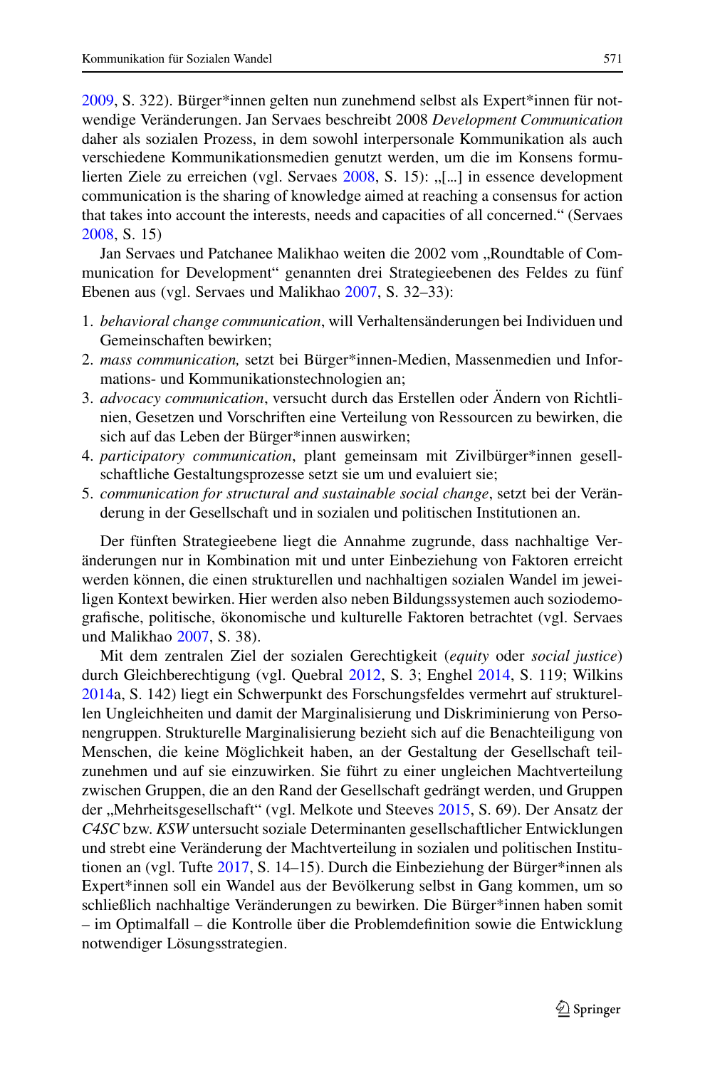2009, S. 322). Bürger*innen gelten nun zunehmend selbst als Expert*innen für notwendige Veränderungen. Jan Servaes beschreibt 2008 *Development Communication* daher als sozialen Prozess, in dem sowohl interpersonale Kommunikation als auch verschiedene Kommunikationsmedien genutzt werden, um die im Konsens formulierten Ziele zu erreichen (vgl. Servaes 2008, S. 15): „[...] in essence development communication is the sharing of knowledge aimed at reaching a consensus for action that takes into account the interests, needs and capacities of all concerned." (Servaes 2008, S. 15)

Jan Servaes und Patchanee Malikhao weiten die 2002 vom „Roundtable of Communication for Development" genannten drei Strategieebenen des Feldes zu fünf Ebenen aus (vgl. Servaes und Malikhao 2007, S. 32–33):

1. *behavioral change communication*, will Verhaltensänderungen bei Individuen und Gemeinschaften bewirken;
2. *mass communication,* setzt bei Bürger*innen-Medien, Massenmedien und Informations- und Kommunikationstechnologien an;
3. *advocacy communication*, versucht durch das Erstellen oder Ändern von Richtlinien, Gesetzen und Vorschriften eine Verteilung von Ressourcen zu bewirken, die sich auf das Leben der Bürger*innen auswirken;
4. *participatory communication*, plant gemeinsam mit Zivilbürger*innen gesellschaftliche Gestaltungsprozesse setzt sie um und evaluiert sie;
5. *communication for structural and sustainable social change*, setzt bei der Veränderung in der Gesellschaft und in sozialen und politischen Institutionen an.

Der fünften Strategieebene liegt die Annahme zugrunde, dass nachhaltige Veränderungen nur in Kombination mit und unter Einbeziehung von Faktoren erreicht werden können, die einen strukturellen und nachhaltigen sozialen Wandel im jeweiligen Kontext bewirken. Hier werden also neben Bildungssystemen auch soziodemografische, politische, ökonomische und kulturelle Faktoren betrachtet (vgl. Servaes und Malikhao 2007, S. 38).

Mit dem zentralen Ziel der sozialen Gerechtigkeit (*equity* oder *social justice*) durch Gleichberechtigung (vgl. Quebral 2012, S. 3; Enghel 2014, S. 119; Wilkins 2014a, S. 142) liegt ein Schwerpunkt des Forschungsfeldes vermehrt auf strukturellen Ungleichheiten und damit der Marginalisierung und Diskriminierung von Personengruppen. Strukturelle Marginalisierung bezieht sich auf die Benachteiligung von Menschen, die keine Möglichkeit haben, an der Gestaltung der Gesellschaft teilzunehmen und auf sie einzuwirken. Sie führt zu einer ungleichen Machtverteilung zwischen Gruppen, die an den Rand der Gesellschaft gedrängt werden, und Gruppen der „Mehrheitsgesellschaft" (vgl. Melkote und Steeves 2015, S. 69). Der Ansatz der *C4SC* bzw. *KSW* untersucht soziale Determinanten gesellschaftlicher Entwicklungen und strebt eine Veränderung der Machtverteilung in sozialen und politischen Institutionen an (vgl. Tufte 2017, S. 14–15). Durch die Einbeziehung der Bürger*innen als Expert*innen soll ein Wandel aus der Bevölkerung selbst in Gang kommen, um so schließlich nachhaltige Veränderungen zu bewirken. Die Bürger*innen haben somit – im Optimalfall – die Kontrolle über die Problemdefinition sowie die Entwicklung notwendiger Lösungsstrategien.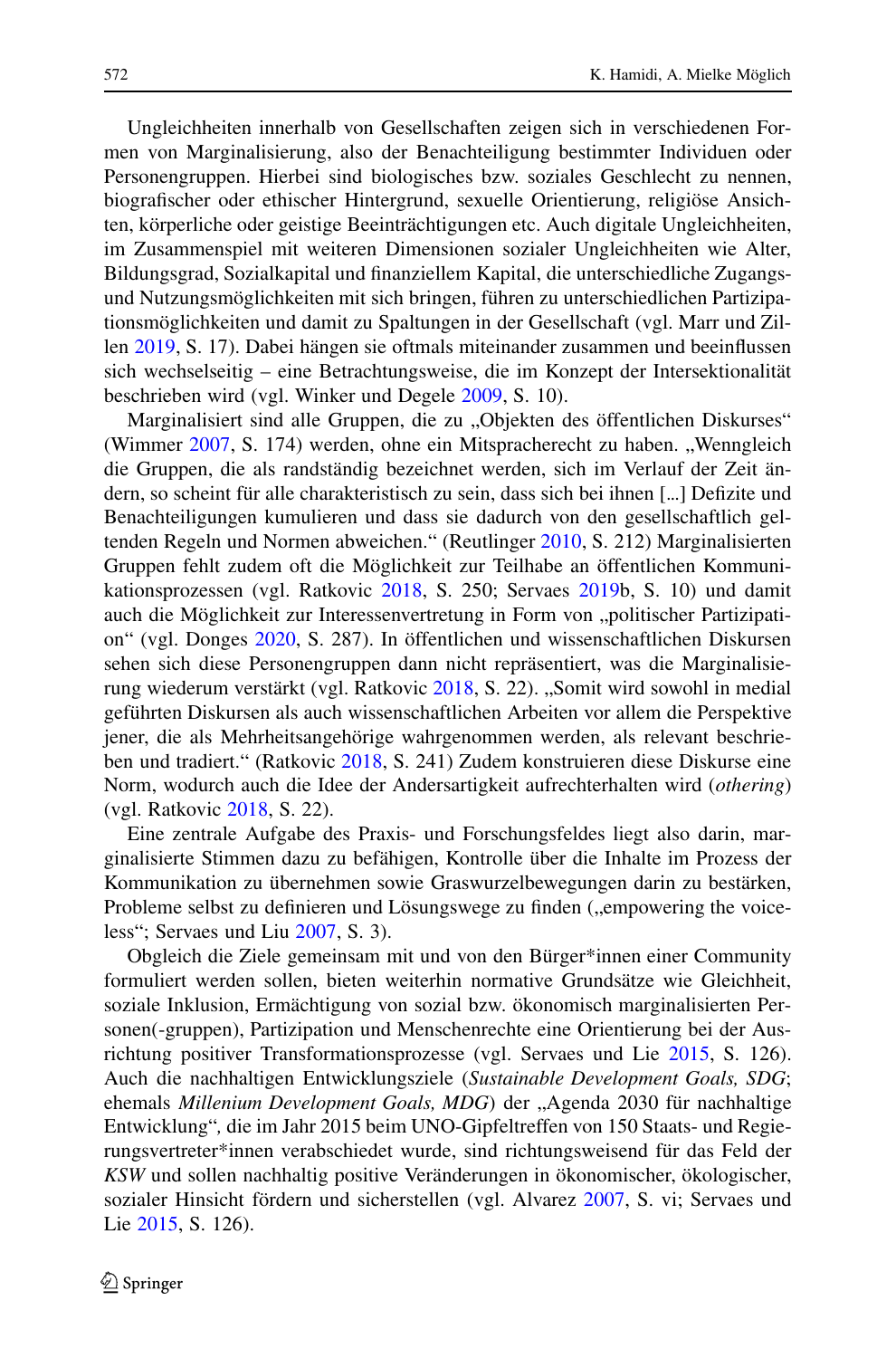Ungleichheiten innerhalb von Gesellschaften zeigen sich in verschiedenen Formen von Marginalisierung, also der Benachteiligung bestimmter Individuen oder Personengruppen. Hierbei sind biologisches bzw. soziales Geschlecht zu nennen, biografischer oder ethischer Hintergrund, sexuelle Orientierung, religiöse Ansichten, körperliche oder geistige Beeinträchtigungen etc. Auch digitale Ungleichheiten, im Zusammenspiel mit weiteren Dimensionen sozialer Ungleichheiten wie Alter, Bildungsgrad, Sozialkapital und finanziellem Kapital, die unterschiedliche Zugangs- und Nutzungsmöglichkeiten mit sich bringen, führen zu unterschiedlichen Partizipationsmöglichkeiten und damit zu Spaltungen in der Gesellschaft (vgl. Marr und Zillen 2019, S. 17). Dabei hängen sie oftmals miteinander zusammen und beeinflussen sich wechselseitig – eine Betrachtungsweise, die im Konzept der Intersektionalität beschrieben wird (vgl. Winker und Degele 2009, S. 10).

Marginalisiert sind alle Gruppen, die zu „Objekten des öffentlichen Diskurses“ (Wimmer 2007, S. 174) werden, ohne ein Mitspracherecht zu haben. „Wenngleich die Gruppen, die als randständig bezeichnet werden, sich im Verlauf der Zeit ändern, so scheint für alle charakteristisch zu sein, dass sich bei ihnen […] Defizite und Benachteiligungen kumulieren und dass sie dadurch von den gesellschaftlich geltenden Regeln und Normen abweichen.“ (Reutlinger 2010, S. 212) Marginalisierten Gruppen fehlt zudem oft die Möglichkeit zur Teilhabe an öffentlichen Kommunikationsprozessen (vgl. Ratkovic 2018, S. 250; Servaes 2019b, S. 10) und damit auch die Möglichkeit zur Interessenvertretung in Form von „politischer Partizipation“ (vgl. Donges 2020, S. 287). In öffentlichen und wissenschaftlichen Diskursen sehen sich diese Personengruppen dann nicht repräsentiert, was die Marginalisierung wiederum verstärkt (vgl. Ratkovic 2018, S. 22). „Somit wird sowohl in medial geführten Diskursen als auch wissenschaftlichen Arbeiten vor allem die Perspektive jener, die als Mehrheitsangehörige wahrgenommen werden, als relevant beschrieben und tradiert.“ (Ratkovic 2018, S. 241) Zudem konstruieren diese Diskurse eine Norm, wodurch auch die Idee der Andersartigkeit aufrechterhalten wird (*othering*) (vgl. Ratkovic 2018, S. 22).

Eine zentrale Aufgabe des Praxis- und Forschungsfeldes liegt also darin, marginalisierte Stimmen dazu zu befähigen, Kontrolle über die Inhalte im Prozess der Kommunikation zu übernehmen sowie Graswurzelbewegungen darin zu bestärken, Probleme selbst zu definieren und Lösungswege zu finden („empowering the voiceless“; Servaes und Liu 2007, S. 3).

Obgleich die Ziele gemeinsam mit und von den Bürger*innen einer Community formuliert werden sollen, bieten weiterhin normative Grundsätze wie Gleichheit, soziale Inklusion, Ermächtigung von sozial bzw. ökonomisch marginalisierten Personen(-gruppen), Partizipation und Menschenrechte eine Orientierung bei der Ausrichtung positiver Transformationsprozesse (vgl. Servaes und Lie 2015, S. 126). Auch die nachhaltigen Entwicklungsziele (*Sustainable Development Goals, SDG*; ehemals *Millenium Development Goals, MDG*) der „Agenda 2030 für nachhaltige Entwicklung“, die im Jahr 2015 beim UNO-Gipfeltreffen von 150 Staats- und Regierungsvertreter*innen verabschiedet wurde, sind richtungsweisend für das Feld der *KSW* und sollen nachhaltig positive Veränderungen in ökonomischer, ökologischer, sozialer Hinsicht fördern und sicherstellen (vgl. Alvarez 2007, S. vi; Servaes und Lie 2015, S. 126).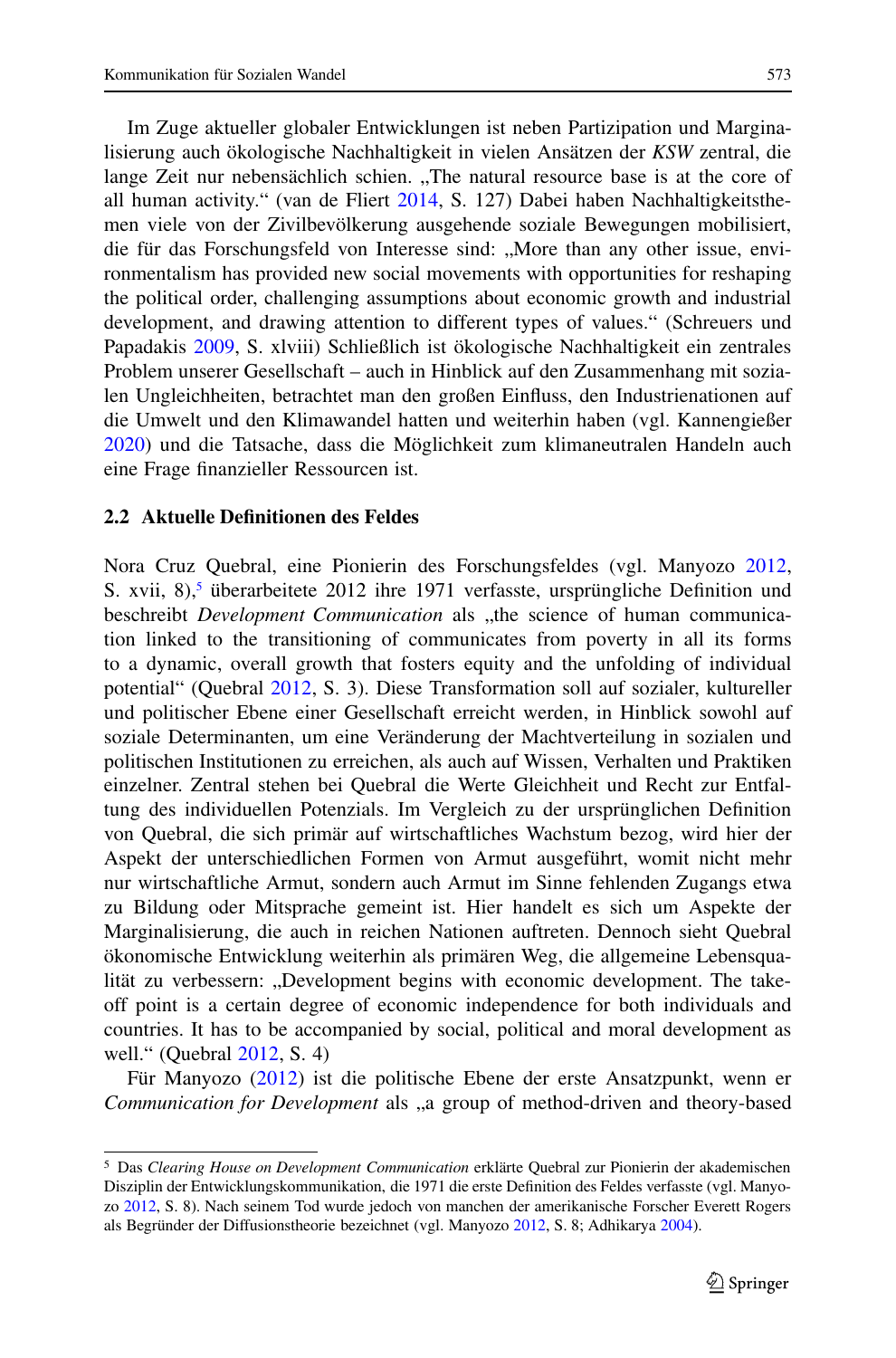Im Zuge aktueller globaler Entwicklungen ist neben Partizipation und Marginalisierung auch ökologische Nachhaltigkeit in vielen Ansätzen der *KSW* zentral, die lange Zeit nur nebensächlich schien. „The natural resource base is at the core of all human activity." (van de Fliert 2014, S. 127) Dabei haben Nachhaltigkeitsthemen viele von der Zivilbevölkerung ausgehende soziale Bewegungen mobilisiert, die für das Forschungsfeld von Interesse sind: „More than any other issue, environmentalism has provided new social movements with opportunities for reshaping the political order, challenging assumptions about economic growth and industrial development, and drawing attention to different types of values." (Schreuers und Papadakis 2009, S. xlviii) Schließlich ist ökologische Nachhaltigkeit ein zentrales Problem unserer Gesellschaft – auch in Hinblick auf den Zusammenhang mit sozialen Ungleichheiten, betrachtet man den großen Einfluss, den Industrienationen auf die Umwelt und den Klimawandel hatten und weiterhin haben (vgl. Kannengießer 2020) und die Tatsache, dass die Möglichkeit zum klimaneutralen Handeln auch eine Frage finanzieller Ressourcen ist.

### 2.2 Aktuelle Definitionen des Feldes

Nora Cruz Quebral, eine Pionierin des Forschungsfeldes (vgl. Manyozo 2012, S. xvii, 8),[5] überarbeitete 2012 ihre 1971 verfasste, ursprüngliche Definition und beschreibt *Development Communication* als „the science of human communication linked to the transitioning of communicates from poverty in all its forms to a dynamic, overall growth that fosters equity and the unfolding of individual potential" (Quebral 2012, S. 3). Diese Transformation soll auf sozialer, kultureller und politischer Ebene einer Gesellschaft erreicht werden, in Hinblick sowohl auf soziale Determinanten, um eine Veränderung der Machtverteilung in sozialen und politischen Institutionen zu erreichen, als auch auf Wissen, Verhalten und Praktiken einzelner. Zentral stehen bei Quebral die Werte Gleichheit und Recht zur Entfaltung des individuellen Potenzials. Im Vergleich zu der ursprünglichen Definition von Quebral, die sich primär auf wirtschaftliches Wachstum bezog, wird hier der Aspekt der unterschiedlichen Formen von Armut ausgeführt, womit nicht mehr nur wirtschaftliche Armut, sondern auch Armut im Sinne fehlenden Zugangs etwa zu Bildung oder Mitsprache gemeint ist. Hier handelt es sich um Aspekte der Marginalisierung, die auch in reichen Nationen auftreten. Dennoch sieht Quebral ökonomische Entwicklung weiterhin als primären Weg, die allgemeine Lebensqualität zu verbessern: „Development begins with economic development. The take-off point is a certain degree of economic independence for both individuals and countries. It has to be accompanied by social, political and moral development as well." (Quebral 2012, S. 4)

Für Manyozo (2012) ist die politische Ebene der erste Ansatzpunkt, wenn er *Communication for Development* als „a group of method-driven and theory-based

---

[5] Das *Clearing House on Development Communication* erklärte Quebral zur Pionierin der akademischen Disziplin der Entwicklungskommunikation, die 1971 die erste Definition des Feldes verfasste (vgl. Manyozo 2012, S. 8). Nach seinem Tod wurde jedoch von manchen der amerikanische Forscher Everett Rogers als Begründer der Diffusionstheorie bezeichnet (vgl. Manyozo 2012, S. 8; Adhikarya 2004).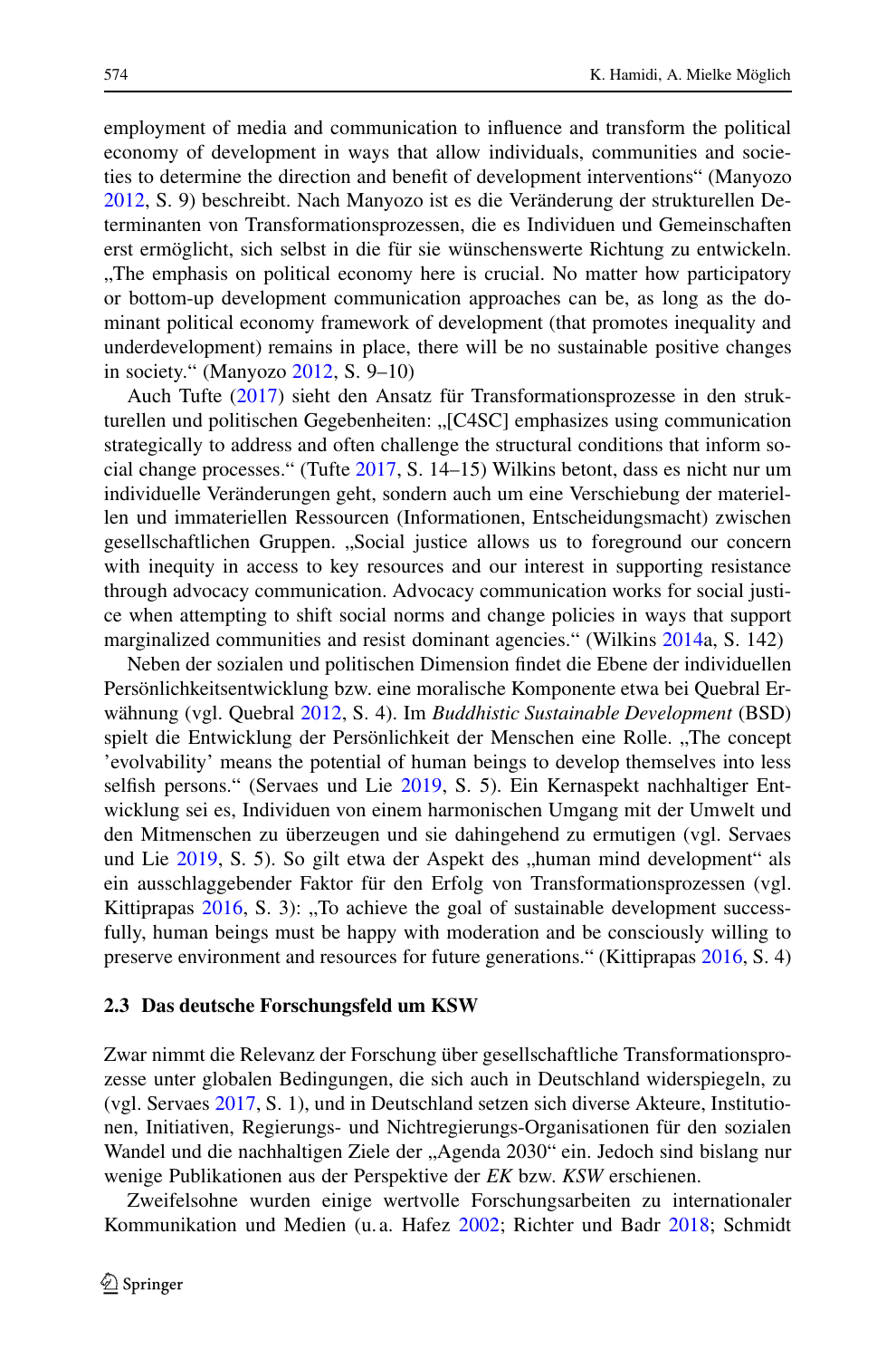employment of media and communication to influence and transform the political economy of development in ways that allow individuals, communities and societies to determine the direction and benefit of development interventions" (Manyozo 2012, S. 9) beschreibt. Nach Manyozo ist es die Veränderung der strukturellen Determinanten von Transformationsprozessen, die es Individuen und Gemeinschaften erst ermöglicht, sich selbst in die für sie wünschenswerte Richtung zu entwickeln. „The emphasis on political economy here is crucial. No matter how participatory or bottom-up development communication approaches can be, as long as the dominant political economy framework of development (that promotes inequality and underdevelopment) remains in place, there will be no sustainable positive changes in society." (Manyozo 2012, S. 9–10)

Auch Tufte (2017) sieht den Ansatz für Transformationsprozesse in den strukturellen und politischen Gegebenheiten: „[C4SC] emphasizes using communication strategically to address and often challenge the structural conditions that inform social change processes." (Tufte 2017, S. 14–15) Wilkins betont, dass es nicht nur um individuelle Veränderungen geht, sondern auch um eine Verschiebung der materiellen und immateriellen Ressourcen (Informationen, Entscheidungsmacht) zwischen gesellschaftlichen Gruppen. „Social justice allows us to foreground our concern with inequity in access to key resources and our interest in supporting resistance through advocacy communication. Advocacy communication works for social justice when attempting to shift social norms and change policies in ways that support marginalized communities and resist dominant agencies." (Wilkins 2014a, S. 142)

Neben der sozialen und politischen Dimension findet die Ebene der individuellen Persönlichkeitsentwicklung bzw. eine moralische Komponente etwa bei Quebral Erwähnung (vgl. Quebral 2012, S. 4). Im *Buddhistic Sustainable Development* (BSD) spielt die Entwicklung der Persönlichkeit der Menschen eine Rolle. „The concept 'evolvability' means the potential of human beings to develop themselves into less selfish persons." (Servaes und Lie 2019, S. 5). Ein Kernaspekt nachhaltiger Entwicklung sei es, Individuen von einem harmonischen Umgang mit der Umwelt und den Mitmenschen zu überzeugen und sie dahingehend zu ermutigen (vgl. Servaes und Lie 2019, S. 5). So gilt etwa der Aspekt des „human mind development" als ein ausschlaggebender Faktor für den Erfolg von Transformationsprozessen (vgl. Kittiprapas 2016, S. 3): „To achieve the goal of sustainable development successfully, human beings must be happy with moderation and be consciously willing to preserve environment and resources for future generations." (Kittiprapas 2016, S. 4)

### 2.3 Das deutsche Forschungsfeld um KSW

Zwar nimmt die Relevanz der Forschung über gesellschaftliche Transformationsprozesse unter globalen Bedingungen, die sich auch in Deutschland widerspiegeln, zu (vgl. Servaes 2017, S. 1), und in Deutschland setzen sich diverse Akteure, Institutionen, Initiativen, Regierungs- und Nichtregierungs-Organisationen für den sozialen Wandel und die nachhaltigen Ziele der „Agenda 2030" ein. Jedoch sind bislang nur wenige Publikationen aus der Perspektive der *EK* bzw. *KSW* erschienen.

Zweifelsohne wurden einige wertvolle Forschungsarbeiten zu internationaler Kommunikation und Medien (u. a. Hafez 2002; Richter und Badr 2018; Schmidt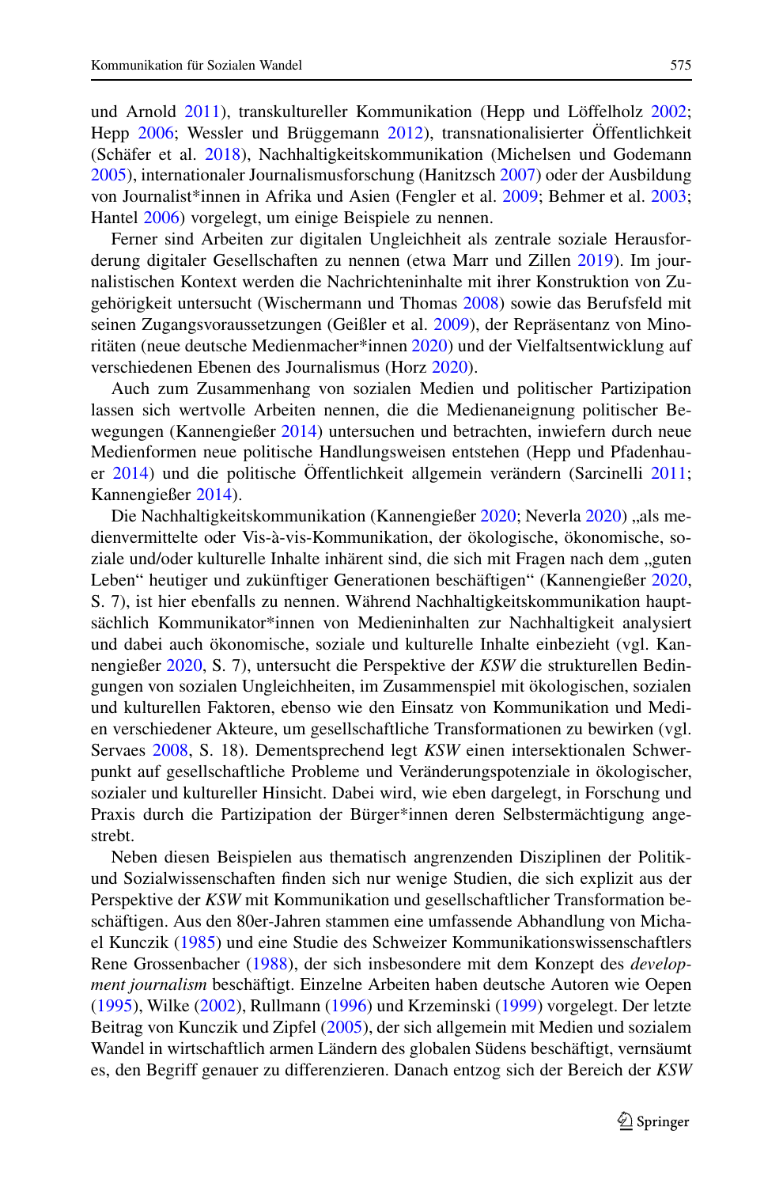und Arnold 2011), transkultureller Kommunikation (Hepp und Löffelholz 2002; Hepp 2006; Wessler und Brüggemann 2012), transnationalisierter Öffentlichkeit (Schäfer et al. 2018), Nachhaltigkeitskommunikation (Michelsen und Godemann 2005), internationaler Journalismusforschung (Hanitzsch 2007) oder der Ausbildung von Journalist*innen in Afrika und Asien (Fengler et al. 2009; Behmer et al. 2003; Hantel 2006) vorgelegt, um einige Beispiele zu nennen.

Ferner sind Arbeiten zur digitalen Ungleichheit als zentrale soziale Herausforderung digitaler Gesellschaften zu nennen (etwa Marr und Zillen 2019). Im journalistischen Kontext werden die Nachrichteninhalte mit ihrer Konstruktion von Zugehörigkeit untersucht (Wischermann und Thomas 2008) sowie das Berufsfeld mit seinen Zugangsvoraussetzungen (Geißler et al. 2009), der Repräsentanz von Minoritäten (neue deutsche Medienmacher*innen 2020) und der Vielfaltsentwicklung auf verschiedenen Ebenen des Journalismus (Horz 2020).

Auch zum Zusammenhang von sozialen Medien und politischer Partizipation lassen sich wertvolle Arbeiten nennen, die die Medienaneignung politischer Bewegungen (Kannengießer 2014) untersuchen und betrachten, inwiefern durch neue Medienformen neue politische Handlungsweisen entstehen (Hepp und Pfadenhauer 2014) und die politische Öffentlichkeit allgemein verändern (Sarcinelli 2011; Kannengießer 2014).

Die Nachhaltigkeitskommunikation (Kannengießer 2020; Neverla 2020) „als medienvermittelte oder Vis-à-vis-Kommunikation, der ökologische, ökonomische, soziale und/oder kulturelle Inhalte inhärent sind, die sich mit Fragen nach dem „guten Leben" heutiger und zukünftiger Generationen beschäftigen" (Kannengießer 2020, S. 7), ist hier ebenfalls zu nennen. Während Nachhaltigkeitskommunikation hauptsächlich Kommunikator*innen von Medieninhalten zur Nachhaltigkeit analysiert und dabei auch ökonomische, soziale und kulturelle Inhalte einbezieht (vgl. Kannengießer 2020, S. 7), untersucht die Perspektive der *KSW* die strukturellen Bedingungen von sozialen Ungleichheiten, im Zusammenspiel mit ökologischen, sozialen und kulturellen Faktoren, ebenso wie den Einsatz von Kommunikation und Medien verschiedener Akteure, um gesellschaftliche Transformationen zu bewirken (vgl. Servaes 2008, S. 18). Dementsprechend legt *KSW* einen intersektionalen Schwerpunkt auf gesellschaftliche Probleme und Veränderungspotenziale in ökologischer, sozialer und kultureller Hinsicht. Dabei wird, wie eben dargelegt, in Forschung und Praxis durch die Partizipation der Bürger*innen deren Selbstermächtigung angestrebt.

Neben diesen Beispielen aus thematisch angrenzenden Disziplinen der Politik- und Sozialwissenschaften finden sich nur wenige Studien, die sich explizit aus der Perspektive der *KSW* mit Kommunikation und gesellschaftlicher Transformation beschäftigen. Aus den 80er-Jahren stammen eine umfassende Abhandlung von Michael Kunczik (1985) und eine Studie des Schweizer Kommunikationswissenschaftlers Rene Grossenbacher (1988), der sich insbesondere mit dem Konzept des *development journalism* beschäftigt. Einzelne Arbeiten haben deutsche Autoren wie Oepen (1995), Wilke (2002), Rullmann (1996) und Krzeminski (1999) vorgelegt. Der letzte Beitrag von Kunczik und Zipfel (2005), der sich allgemein mit Medien und sozialem Wandel in wirtschaftlich armen Ländern des globalen Südens beschäftigt, versäumt es, den Begriff genauer zu differenzieren. Danach entzog sich der Bereich der *KSW*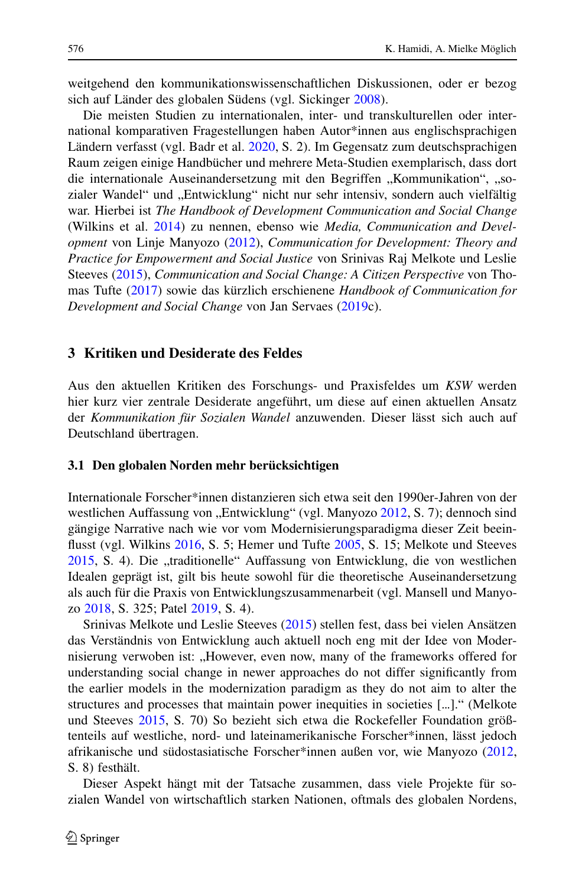weitgehend den kommunikationswissenschaftlichen Diskussionen, oder er bezog sich auf Länder des globalen Südens (vgl. Sickinger 2008).

Die meisten Studien zu internationalen, inter- und transkulturellen oder international komparativen Fragestellungen haben Autor*innen aus englischsprachigen Ländern verfasst (vgl. Badr et al. 2020, S. 2). Im Gegensatz zum deutschsprachigen Raum zeigen einige Handbücher und mehrere Meta-Studien exemplarisch, dass dort die internationale Auseinandersetzung mit den Begriffen „Kommunikation", „sozialer Wandel" und „Entwicklung" nicht nur sehr intensiv, sondern auch vielfältig war. Hierbei ist *The Handbook of Development Communication and Social Change* (Wilkins et al. 2014) zu nennen, ebenso wie *Media, Communication and Development* von Linje Manyozo (2012), *Communication for Development: Theory and Practice for Empowerment and Social Justice* von Srinivas Raj Melkote und Leslie Steeves (2015), *Communication and Social Change: A Citizen Perspective* von Thomas Tufte (2017) sowie das kürzlich erschienene *Handbook of Communication for Development and Social Change* von Jan Servaes (2019c).

## 3 Kritiken und Desiderate des Feldes

Aus den aktuellen Kritiken des Forschungs- und Praxisfeldes um *KSW* werden hier kurz vier zentrale Desiderate angeführt, um diese auf einen aktuellen Ansatz der *Kommunikation für Sozialen Wandel* anzuwenden. Dieser lässt sich auch auf Deutschland übertragen.

### 3.1 Den globalen Norden mehr berücksichtigen

Internationale Forscher*innen distanzieren sich etwa seit den 1990er-Jahren von der westlichen Auffassung von „Entwicklung" (vgl. Manyozo 2012, S. 7); dennoch sind gängige Narrative nach wie vor vom Modernisierungsparadigma dieser Zeit beeinflusst (vgl. Wilkins 2016, S. 5; Hemer und Tufte 2005, S. 15; Melkote und Steeves 2015, S. 4). Die „traditionelle" Auffassung von Entwicklung, die von westlichen Idealen geprägt ist, gilt bis heute sowohl für die theoretische Auseinandersetzung als auch für die Praxis von Entwicklungszusammenarbeit (vgl. Mansell und Manyozo 2018, S. 325; Patel 2019, S. 4).

Srinivas Melkote und Leslie Steeves (2015) stellen fest, dass bei vielen Ansätzen das Verständnis von Entwicklung auch aktuell noch eng mit der Idee von Modernisierung verwoben ist: „However, even now, many of the frameworks offered for understanding social change in newer approaches do not differ significantly from the earlier models in the modernization paradigm as they do not aim to alter the structures and processes that maintain power inequities in societies […]." (Melkote und Steeves 2015, S. 70) So bezieht etwa die Rockefeller Foundation größtenteils auf westliche, nord- und lateinamerikanische Forscher*innen, lässt jedoch afrikanische und südostasiatische Forscher*innen außen vor, wie Manyozo (2012, S. 8) festhält.

Dieser Aspekt hängt mit der Tatsache zusammen, dass viele Projekte für sozialen Wandel von wirtschaftlich starken Nationen, oftmals des globalen Nordens,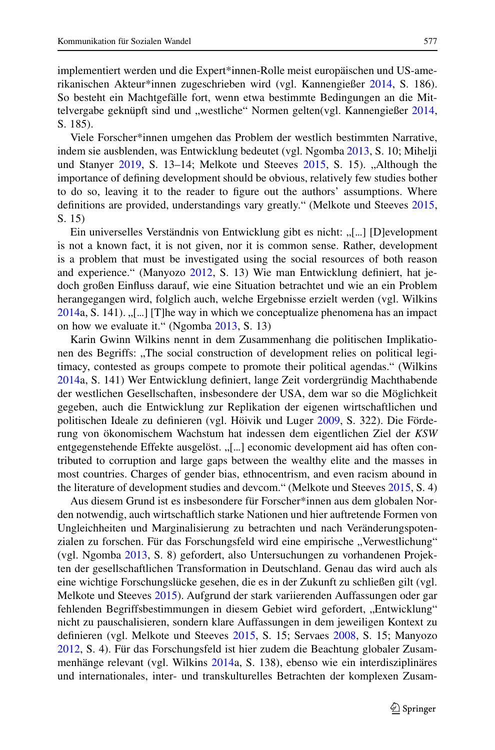implementiert werden und die Expert*innen-Rolle meist europäischen und US-amerikanischen Akteur*innen zugeschrieben wird (vgl. Kannengießer 2014, S. 186). So besteht ein Machtgefälle fort, wenn etwa bestimmte Bedingungen an die Mittelvergabe geknüpft sind und „westliche" Normen gelten(vgl. Kannengießer 2014, S. 185).

Viele Forscher*innen umgehen das Problem der westlich bestimmten Narrative, indem sie ausblenden, was Entwicklung bedeutet (vgl. Ngomba 2013, S. 10; Mihelji und Stanyer 2019, S. 13–14; Melkote und Steeves 2015, S. 15). „Although the importance of defining development should be obvious, relatively few studies bother to do so, leaving it to the reader to figure out the authors' assumptions. Where definitions are provided, understandings vary greatly." (Melkote und Steeves 2015, S. 15)

Ein universelles Verständnis von Entwicklung gibt es nicht: „[...] [D]evelopment is not a known fact, it is not given, nor it is common sense. Rather, development is a problem that must be investigated using the social resources of both reason and experience." (Manyozo 2012, S. 13) Wie man Entwicklung definiert, hat jedoch großen Einfluss darauf, wie eine Situation betrachtet und wie an ein Problem herangegangen wird, folglich auch, welche Ergebnisse erzielt werden (vgl. Wilkins 2014a, S. 141). „[...] [T]he way in which we conceptualize phenomena has an impact on how we evaluate it." (Ngomba 2013, S. 13)

Karin Gwinn Wilkins nennt in dem Zusammenhang die politischen Implikationen des Begriffs: „The social construction of development relies on political legitimacy, contested as groups compete to promote their political agendas." (Wilkins 2014a, S. 141) Wer Entwicklung definiert, lange Zeit vordergründig Machthabende der westlichen Gesellschaften, insbesondere der USA, dem war so die Möglichkeit gegeben, auch die Entwicklung zur Replikation der eigenen wirtschaftlichen und politischen Ideale zu definieren (vgl. Höivik und Luger 2009, S. 322). Die Förderung von ökonomischem Wachstum hat indessen dem eigentlichen Ziel der *KSW* entgegenstehende Effekte ausgelöst. „[...] economic development aid has often contributed to corruption and large gaps between the wealthy elite and the masses in most countries. Charges of gender bias, ethnocentrism, and even racism abound in the literature of development studies and devcom." (Melkote und Steeves 2015, S. 4)

Aus diesem Grund ist es insbesondere für Forscher*innen aus dem globalen Norden notwendig, auch wirtschaftlich starke Nationen und hier auftretende Formen von Ungleichheiten und Marginalisierung zu betrachten und nach Veränderungspotenzialen zu forschen. Für das Forschungsfeld wird eine empirische „Verwestlichung" (vgl. Ngomba 2013, S. 8) gefordert, also Untersuchungen zu vorhandenen Projekten der gesellschaftlichen Transformation in Deutschland. Genau das wird auch als eine wichtige Forschungslücke gesehen, die es in der Zukunft zu schließen gilt (vgl. Melkote und Steeves 2015). Aufgrund der stark variierenden Auffassungen oder gar fehlenden Begriffsbestimmungen in diesem Gebiet wird gefordert, „Entwicklung" nicht zu pauschalisieren, sondern klare Auffassungen in dem jeweiligen Kontext zu definieren (vgl. Melkote und Steeves 2015, S. 15; Servaes 2008, S. 15; Manyozo 2012, S. 4). Für das Forschungsfeld ist hier zudem die Beachtung globaler Zusammenhänge relevant (vgl. Wilkins 2014a, S. 138), ebenso wie ein interdisziplinäres und internationales, inter- und transkulturelles Betrachten der komplexen Zusam-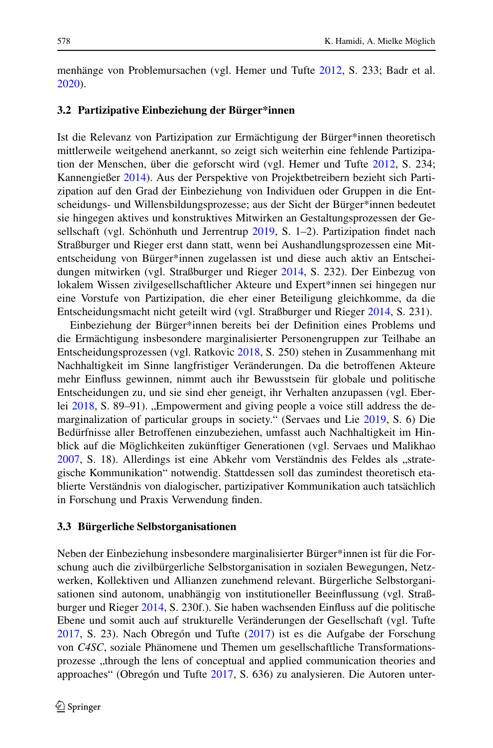menhänge von Problemursachen (vgl. Hemer und Tufte 2012, S. 233; Badr et al. 2020).

### 3.2 Partizipative Einbeziehung der Bürger*innen

Ist die Relevanz von Partizipation zur Ermächtigung der Bürger*innen theoretisch mittlerweile weitgehend anerkannt, so zeigt sich weiterhin eine fehlende Partizipation der Menschen, über die geforscht wird (vgl. Hemer und Tufte 2012, S. 234; Kannengießer 2014). Aus der Perspektive von Projektbetreibern bezieht sich Partizipation auf den Grad der Einbeziehung von Individuen oder Gruppen in die Entscheidungs- und Willensbildungsprozesse; aus der Sicht der Bürger*innen bedeutet sie hingegen aktives und konstruktives Mitwirken an Gestaltungsprozessen der Gesellschaft (vgl. Schönhuth und Jerrentrup 2019, S. 1–2). Partizipation findet nach Straßburger und Rieger erst dann statt, wenn bei Aushandlungsprozessen eine Mitentscheidung von Bürger*innen zugelassen ist und diese auch aktiv an Entscheidungen mitwirken (vgl. Straßburger und Rieger 2014, S. 232). Der Einbezug von lokalem Wissen zivilgesellschaftlicher Akteure und Expert*innen sei hingegen nur eine Vorstufe von Partizipation, die eher einer Beteiligung gleichkomme, da die Entscheidungsmacht nicht geteilt wird (vgl. Straßburger und Rieger 2014, S. 231).

Einbeziehung der Bürger*innen bereits bei der Definition eines Problems und die Ermächtigung insbesondere marginalisierter Personengruppen zur Teilhabe an Entscheidungsprozessen (vgl. Ratkovic 2018, S. 250) stehen in Zusammenhang mit Nachhaltigkeit im Sinne langfristiger Veränderungen. Da die betroffenen Akteure mehr Einfluss gewinnen, nimmt auch ihr Bewusstsein für globale und politische Entscheidungen zu, und sie sind eher geneigt, ihr Verhalten anzupassen (vgl. Eberlei 2018, S. 89–91). „Empowerment and giving people a voice still address the demarginalization of particular groups in society." (Servaes und Lie 2019, S. 6) Die Bedürfnisse aller Betroffenen einzubeziehen, umfasst auch Nachhaltigkeit im Hinblick auf die Möglichkeiten zukünftiger Generationen (vgl. Servaes und Malikhao 2007, S. 18). Allerdings ist eine Abkehr vom Verständnis des Feldes als „strategische Kommunikation" notwendig. Stattdessen soll das zumindest theoretisch etablierte Verständnis von dialogischer, partizipativer Kommunikation auch tatsächlich in Forschung und Praxis Verwendung finden.

### 3.3 Bürgerliche Selbstorganisationen

Neben der Einbeziehung insbesondere marginalisierter Bürger*innen ist für die Forschung auch die zivilbürgerliche Selbstorganisation in sozialen Bewegungen, Netzwerken, Kollektiven und Allianzen zunehmend relevant. Bürgerliche Selbstorganisationen sind autonom, unabhängig von institutioneller Beeinflussung (vgl. Straßburger und Rieger 2014, S. 230f.). Sie haben wachsenden Einfluss auf die politische Ebene und somit auch auf strukturelle Veränderungen der Gesellschaft (vgl. Tufte 2017, S. 23). Nach Obregón und Tufte (2017) ist es die Aufgabe der Forschung von *C4SC*, soziale Phänomene und Themen um gesellschaftliche Transformationsprozesse „through the lens of conceptual and applied communication theories and approaches" (Obregón und Tufte 2017, S. 636) zu analysieren. Die Autoren unter-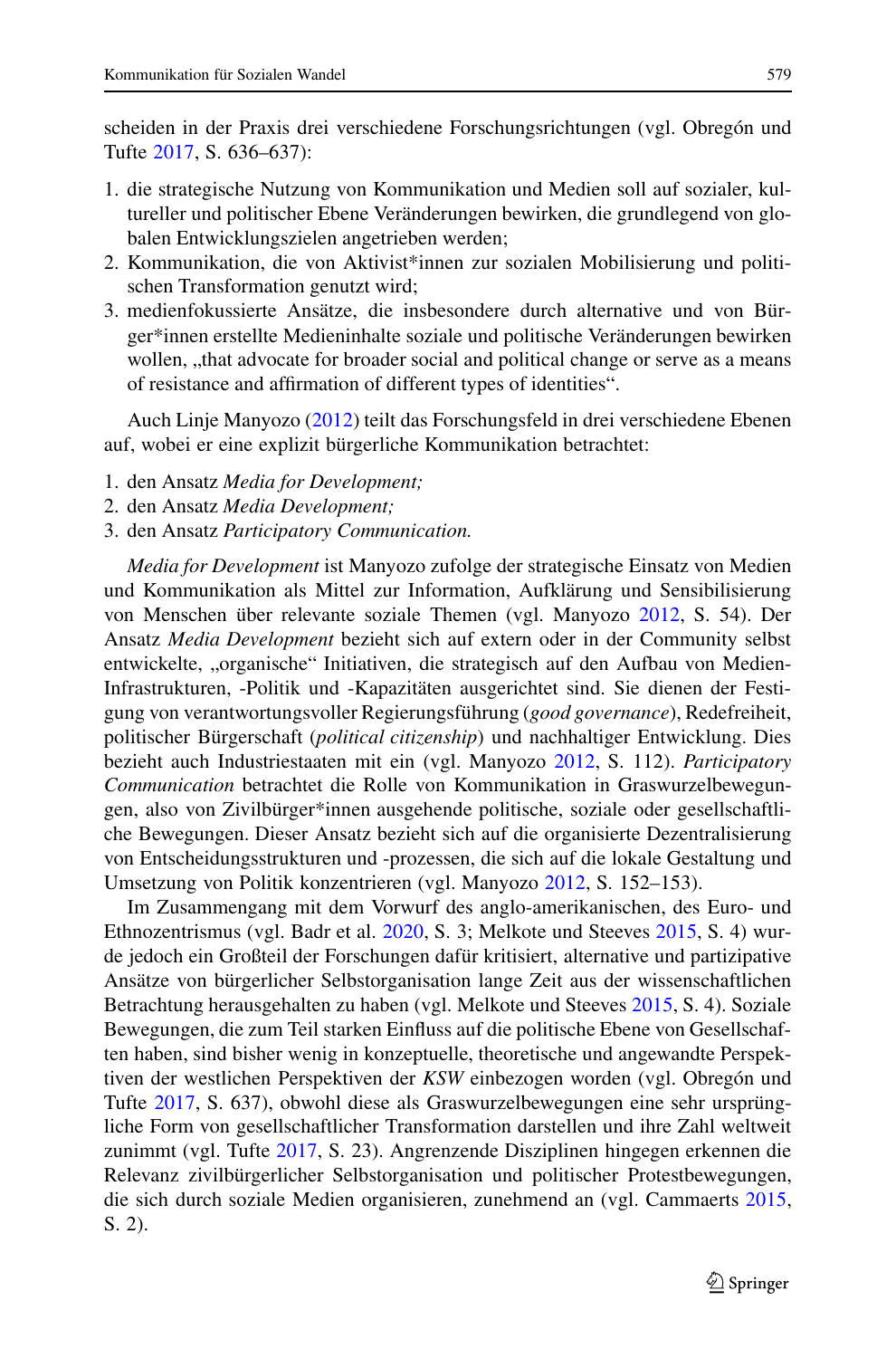scheiden in der Praxis drei verschiedene Forschungsrichtungen (vgl. Obregón und Tufte 2017, S. 636–637):

1. die strategische Nutzung von Kommunikation und Medien soll auf sozialer, kultureller und politischer Ebene Veränderungen bewirken, die grundlegend von globalen Entwicklungszielen angetrieben werden;
2. Kommunikation, die von Aktivist*innen zur sozialen Mobilisierung und politischen Transformation genutzt wird;
3. medienfokussierte Ansätze, die insbesondere durch alternative und von Bürger*innen erstellte Medieninhalte soziale und politische Veränderungen bewirken wollen, „that advocate for broader social and political change or serve as a means of resistance and affirmation of different types of identities".

Auch Linje Manyozo (2012) teilt das Forschungsfeld in drei verschiedene Ebenen auf, wobei er eine explizit bürgerliche Kommunikation betrachtet:

1. den Ansatz *Media for Development;*
2. den Ansatz *Media Development;*
3. den Ansatz *Participatory Communication.*

*Media for Development* ist Manyozo zufolge der strategische Einsatz von Medien und Kommunikation als Mittel zur Information, Aufklärung und Sensibilisierung von Menschen über relevante soziale Themen (vgl. Manyozo 2012, S. 54). Der Ansatz *Media Development* bezieht sich auf extern oder in der Community selbst entwickelte, „organische" Initiativen, die strategisch auf den Aufbau von Medien-Infrastrukturen, -Politik und -Kapazitäten ausgerichtet sind. Sie dienen der Festigung von verantwortungsvoller Regierungsführung (*good governance*), Redefreiheit, politischer Bürgerschaft (*political citizenship*) und nachhaltiger Entwicklung. Dies bezieht auch Industriestaaten mit ein (vgl. Manyozo 2012, S. 112). *Participatory Communication* betrachtet die Rolle von Kommunikation in Graswurzelbewegungen, also von Zivilbürger*innen ausgehende politische, soziale oder gesellschaftliche Bewegungen. Dieser Ansatz bezieht sich auf die organisierte Dezentralisierung von Entscheidungsstrukturen und -prozessen, die sich auf die lokale Gestaltung und Umsetzung von Politik konzentrieren (vgl. Manyozo 2012, S. 152–153).

Im Zusammengang mit dem Vorwurf des anglo-amerikanischen, des Euro- und Ethnozentrismus (vgl. Badr et al. 2020, S. 3; Melkote und Steeves 2015, S. 4) wurde jedoch ein Großteil der Forschungen dafür kritisiert, alternative und partizipative Ansätze von bürgerlicher Selbstorganisation lange Zeit aus der wissenschaftlichen Betrachtung herausgehalten zu haben (vgl. Melkote und Steeves 2015, S. 4). Soziale Bewegungen, die zum Teil starken Einfluss auf die politische Ebene von Gesellschaften haben, sind bisher wenig in konzeptuelle, theoretische und angewandte Perspektiven der westlichen Perspektiven der *KSW* einbezogen worden (vgl. Obregón und Tufte 2017, S. 637), obwohl diese als Graswurzelbewegungen eine sehr ursprüngliche Form von gesellschaftlicher Transformation darstellen und ihre Zahl weltweit zunimmt (vgl. Tufte 2017, S. 23). Angrenzende Disziplinen hingegen erkennen die Relevanz zivilbürgerlicher Selbstorganisation und politischer Protestbewegungen, die sich durch soziale Medien organisieren, zunehmend an (vgl. Cammaerts 2015, S. 2).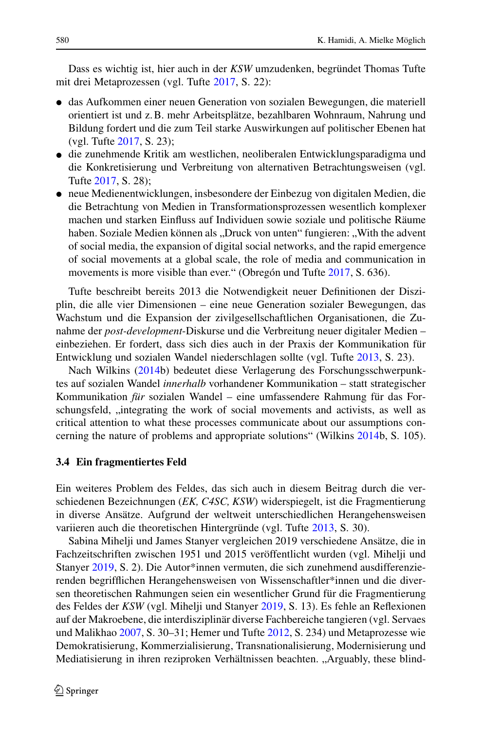Dass es wichtig ist, hier auch in der *KSW* umzudenken, begründet Thomas Tufte mit drei Metaprozessen (vgl. Tufte 2017, S. 22):

- das Aufkommen einer neuen Generation von sozialen Bewegungen, die materiell orientiert ist und z. B. mehr Arbeitsplätze, bezahlbaren Wohnraum, Nahrung und Bildung fordert und die zum Teil starke Auswirkungen auf politischer Ebenen hat (vgl. Tufte 2017, S. 23);
- die zunehmende Kritik am westlichen, neoliberalen Entwicklungsparadigma und die Konkretisierung und Verbreitung von alternativen Betrachtungsweisen (vgl. Tufte 2017, S. 28);
- neue Medienentwicklungen, insbesondere der Einbezug von digitalen Medien, die die Betrachtung von Medien in Transformationsprozessen wesentlich komplexer machen und starken Einfluss auf Individuen sowie soziale und politische Räume haben. Soziale Medien können als „Druck von unten" fungieren: „With the advent of social media, the expansion of digital social networks, and the rapid emergence of social movements at a global scale, the role of media and communication in movements is more visible than ever." (Obregón und Tufte 2017, S. 636).

Tufte beschreibt bereits 2013 die Notwendigkeit neuer Definitionen der Disziplin, die alle vier Dimensionen – eine neue Generation sozialer Bewegungen, das Wachstum und die Expansion der zivilgesellschaftlichen Organisationen, die Zunahme der *post-development*-Diskurse und die Verbreitung neuer digitaler Medien – einbeziehen. Er fordert, dass sich dies auch in der Praxis der Kommunikation für Entwicklung und sozialen Wandel niederschlagen sollte (vgl. Tufte 2013, S. 23).

Nach Wilkins (2014b) bedeutet diese Verlagerung des Forschungsschwerpunktes auf sozialen Wandel *innerhalb* vorhandener Kommunikation – statt strategischer Kommunikation *für* sozialen Wandel – eine umfassendere Rahmung für das Forschungsfeld, „integrating the work of social movements and activists, as well as critical attention to what these processes communicate about our assumptions concerning the nature of problems and appropriate solutions" (Wilkins 2014b, S. 105).

### 3.4 Ein fragmentiertes Feld

Ein weiteres Problem des Feldes, das sich auch in diesem Beitrag durch die verschiedenen Bezeichnungen (*EK, C4SC, KSW*) widerspiegelt, ist die Fragmentierung in diverse Ansätze. Aufgrund der weltweit unterschiedlichen Herangehensweisen variieren auch die theoretischen Hintergründe (vgl. Tufte 2013, S. 30).

Sabina Mihelji und James Stanyer vergleichen 2019 verschiedene Ansätze, die in Fachzeitschriften zwischen 1951 und 2015 veröffentlicht wurden (vgl. Mihelji und Stanyer 2019, S. 2). Die Autor*innen vermuten, die sich zunehmend ausdifferenzierenden begrifflichen Herangehensweisen von Wissenschaftler*innen und die diversen theoretischen Rahmungen seien ein wesentlicher Grund für die Fragmentierung des Feldes der *KSW* (vgl. Mihelji und Stanyer 2019, S. 13). Es fehle an Reflexionen auf der Makroebene, die interdisziplinär diverse Fachbereiche tangieren (vgl. Servaes und Malikhao 2007, S. 30–31; Hemer und Tufte 2012, S. 234) und Metaprozesse wie Demokratisierung, Kommerzialisierung, Transnationalisierung, Modernisierung und Mediatisierung in ihren reziproken Verhältnissen beachten. „Arguably, these blind-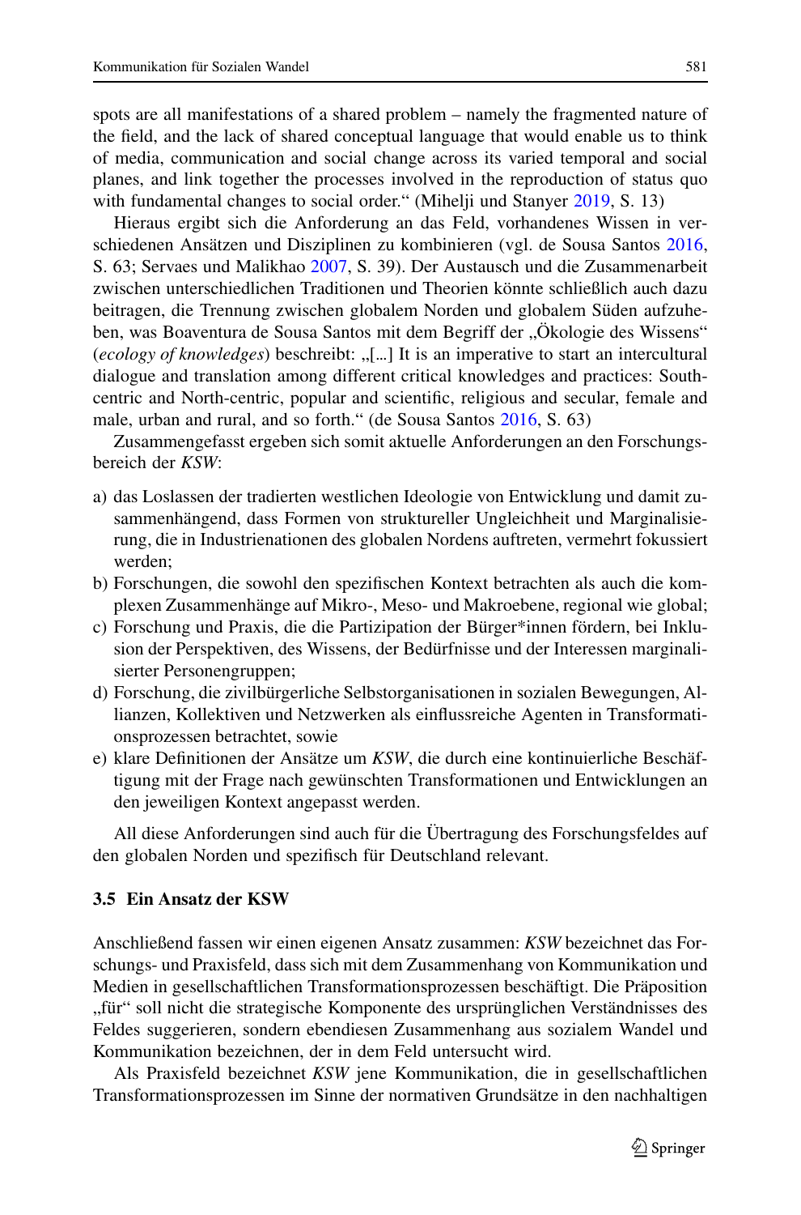spots are all manifestations of a shared problem – namely the fragmented nature of the field, and the lack of shared conceptual language that would enable us to think of media, communication and social change across its varied temporal and social planes, and link together the processes involved in the reproduction of status quo with fundamental changes to social order." (Mihelji und Stanyer 2019, S. 13)

Hieraus ergibt sich die Anforderung an das Feld, vorhandenes Wissen in verschiedenen Ansätzen und Disziplinen zu kombinieren (vgl. de Sousa Santos 2016, S. 63; Servaes und Malikhao 2007, S. 39). Der Austausch und die Zusammenarbeit zwischen unterschiedlichen Traditionen und Theorien könnte schließlich auch dazu beitragen, die Trennung zwischen globalem Norden und globalem Süden aufzuheben, was Boaventura de Sousa Santos mit dem Begriff der „Ökologie des Wissens" (*ecology of knowledges*) beschreibt: „[…] It is an imperative to start an intercultural dialogue and translation among different critical knowledges and practices: South-centric and North-centric, popular and scientific, religious and secular, female and male, urban and rural, and so forth." (de Sousa Santos 2016, S. 63)

Zusammengefasst ergeben sich somit aktuelle Anforderungen an den Forschungsbereich der *KSW*:

a) das Loslassen der tradierten westlichen Ideologie von Entwicklung und damit zusammenhängend, dass Formen von struktureller Ungleichheit und Marginalisierung, die in Industrienationen des globalen Nordens auftreten, vermehrt fokussiert werden;
b) Forschungen, die sowohl den spezifischen Kontext betrachten als auch die komplexen Zusammenhänge auf Mikro-, Meso- und Makroebene, regional wie global;
c) Forschung und Praxis, die die Partizipation der Bürger*innen fördern, bei Inklusion der Perspektiven, des Wissens, der Bedürfnisse und der Interessen marginalisierter Personengruppen;
d) Forschung, die zivilbürgerliche Selbstorganisationen in sozialen Bewegungen, Allianzen, Kollektiven und Netzwerken als einflussreiche Agenten in Transformationsprozessen betrachtet, sowie
e) klare Definitionen der Ansätze um *KSW*, die durch eine kontinuierliche Beschäftigung mit der Frage nach gewünschten Transformationen und Entwicklungen an den jeweiligen Kontext angepasst werden.

All diese Anforderungen sind auch für die Übertragung des Forschungsfeldes auf den globalen Norden und spezifisch für Deutschland relevant.

### 3.5 Ein Ansatz der KSW

Anschließend fassen wir einen eigenen Ansatz zusammen: *KSW* bezeichnet das Forschungs- und Praxisfeld, dass sich mit dem Zusammenhang von Kommunikation und Medien in gesellschaftlichen Transformationsprozessen beschäftigt. Die Präposition „für" soll nicht die strategische Komponente des ursprünglichen Verständnisses des Feldes suggerieren, sondern ebendiesen Zusammenhang aus sozialem Wandel und Kommunikation bezeichnen, der in dem Feld untersucht wird.

Als Praxisfeld bezeichnet *KSW* jene Kommunikation, die in gesellschaftlichen Transformationsprozessen im Sinne der normativen Grundsätze in den nachhaltigen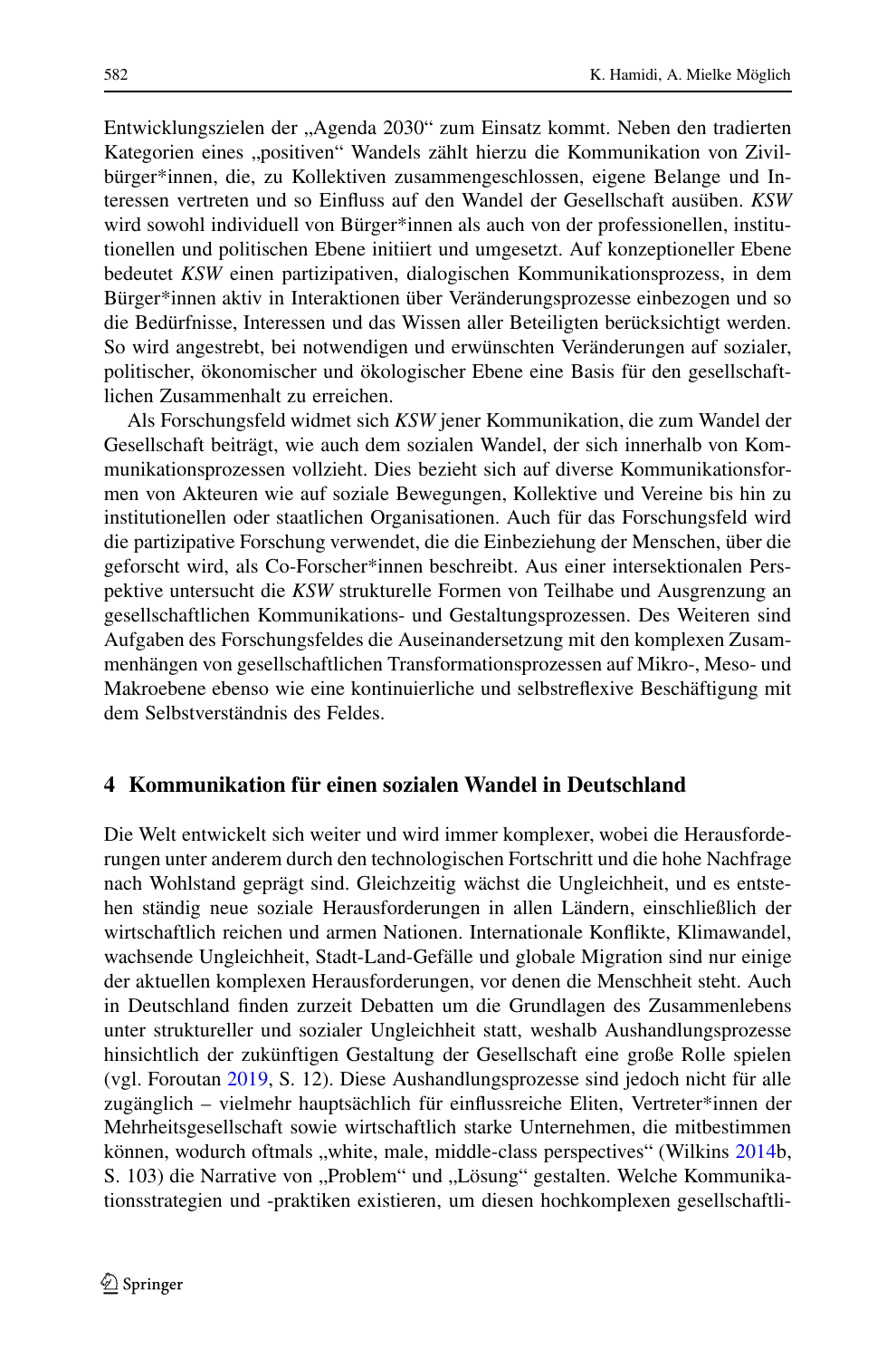Entwicklungszielen der „Agenda 2030" zum Einsatz kommt. Neben den tradierten Kategorien eines „positiven" Wandels zählt hierzu die Kommunikation von Zivilbürger*innen, die, zu Kollektiven zusammengeschlossen, eigene Belange und Interessen vertreten und so Einfluss auf den Wandel der Gesellschaft ausüben. *KSW* wird sowohl individuell von Bürger*innen als auch von der professionellen, institutionellen und politischen Ebene initiiert und umgesetzt. Auf konzeptioneller Ebene bedeutet *KSW* einen partizipativen, dialogischen Kommunikationsprozess, in dem Bürger*innen aktiv in Interaktionen über Veränderungsprozesse einbezogen und so die Bedürfnisse, Interessen und das Wissen aller Beteiligten berücksichtigt werden. So wird angestrebt, bei notwendigen und erwünschten Veränderungen auf sozialer, politischer, ökonomischer und ökologischer Ebene eine Basis für den gesellschaftlichen Zusammenhalt zu erreichen.

Als Forschungsfeld widmet sich *KSW* jener Kommunikation, die zum Wandel der Gesellschaft beiträgt, wie auch dem sozialen Wandel, der sich innerhalb von Kommunikationsprozessen vollzieht. Dies bezieht sich auf diverse Kommunikationsformen von Akteuren wie auf soziale Bewegungen, Kollektive und Vereine bis hin zu institutionellen oder staatlichen Organisationen. Auch für das Forschungsfeld wird die partizipative Forschung verwendet, die die Einbeziehung der Menschen, über die geforscht wird, als Co-Forscher*innen beschreibt. Aus einer intersektionalen Perspektive untersucht die *KSW* strukturelle Formen von Teilhabe und Ausgrenzung an gesellschaftlichen Kommunikations- und Gestaltungsprozessen. Des Weiteren sind Aufgaben des Forschungsfeldes die Auseinandersetzung mit den komplexen Zusammenhängen von gesellschaftlichen Transformationsprozessen auf Mikro-, Meso- und Makroebene ebenso wie eine kontinuierliche und selbstreflexive Beschäftigung mit dem Selbstverständnis des Feldes.

## 4 Kommunikation für einen sozialen Wandel in Deutschland

Die Welt entwickelt sich weiter und wird immer komplexer, wobei die Herausforderungen unter anderem durch den technologischen Fortschritt und die hohe Nachfrage nach Wohlstand geprägt sind. Gleichzeitig wächst die Ungleichheit, und es entstehen ständig neue soziale Herausforderungen in allen Ländern, einschließlich der wirtschaftlich reichen und armen Nationen. Internationale Konflikte, Klimawandel, wachsende Ungleichheit, Stadt-Land-Gefälle und globale Migration sind nur einige der aktuellen komplexen Herausforderungen, vor denen die Menschheit steht. Auch in Deutschland finden zurzeit Debatten um die Grundlagen des Zusammenlebens unter struktureller und sozialer Ungleichheit statt, weshalb Aushandlungsprozesse hinsichtlich der zukünftigen Gestaltung der Gesellschaft eine große Rolle spielen (vgl. Foroutan 2019, S. 12). Diese Aushandlungsprozesse sind jedoch nicht für alle zugänglich – vielmehr hauptsächlich für einflussreiche Eliten, Vertreter*innen der Mehrheitsgesellschaft sowie wirtschaftlich starke Unternehmen, die mitbestimmen können, wodurch oftmals „white, male, middle-class perspectives" (Wilkins 2014b, S. 103) die Narrative von „Problem" und „Lösung" gestalten. Welche Kommunikationsstrategien und -praktiken existieren, um diesen hochkomplexen gesellschaftli-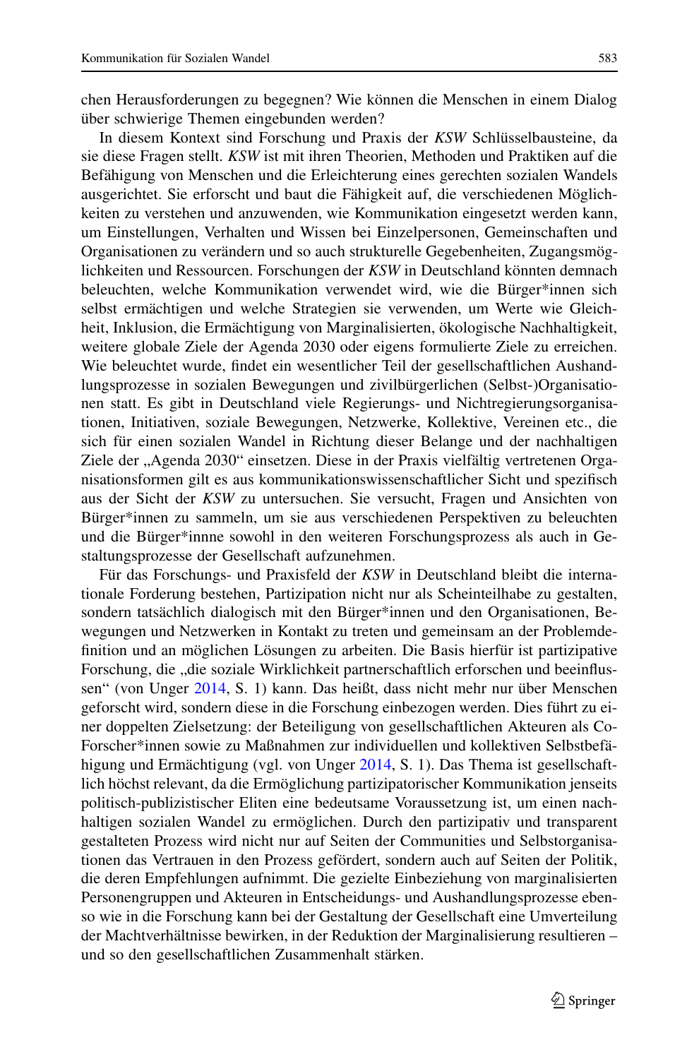chen Herausforderungen zu begegnen? Wie können die Menschen in einem Dialog über schwierige Themen eingebunden werden?

In diesem Kontext sind Forschung und Praxis der *KSW* Schlüsselbausteine, da sie diese Fragen stellt. *KSW* ist mit ihren Theorien, Methoden und Praktiken auf die Befähigung von Menschen und die Erleichterung eines gerechten sozialen Wandels ausgerichtet. Sie erforscht und baut die Fähigkeit auf, die verschiedenen Möglichkeiten zu verstehen und anzuwenden, wie Kommunikation eingesetzt werden kann, um Einstellungen, Verhalten und Wissen bei Einzelpersonen, Gemeinschaften und Organisationen zu verändern und so auch strukturelle Gegebenheiten, Zugangsmöglichkeiten und Ressourcen. Forschungen der *KSW* in Deutschland könnten demnach beleuchten, welche Kommunikation verwendet wird, wie die Bürger*innen sich selbst ermächtigen und welche Strategien sie verwenden, um Werte wie Gleichheit, Inklusion, die Ermächtigung von Marginalisierten, ökologische Nachhaltigkeit, weitere globale Ziele der Agenda 2030 oder eigens formulierte Ziele zu erreichen. Wie beleuchtet wurde, findet ein wesentlicher Teil der gesellschaftlichen Aushandlungsprozesse in sozialen Bewegungen und zivilbürgerlichen (Selbst-)Organisationen statt. Es gibt in Deutschland viele Regierungs- und Nichtregierungsorganisationen, Initiativen, soziale Bewegungen, Netzwerke, Kollektive, Vereinen etc., die sich für einen sozialen Wandel in Richtung dieser Belange und der nachhaltigen Ziele der „Agenda 2030" einsetzen. Diese in der Praxis vielfältig vertretenen Organisationsformen gilt es aus kommunikationswissenschaftlicher Sicht und spezifisch aus der Sicht der *KSW* zu untersuchen. Sie versucht, Fragen und Ansichten von Bürger*innen zu sammeln, um sie aus verschiedenen Perspektiven zu beleuchten und die Bürger*innne sowohl in den weiteren Forschungsprozess als auch in Gestaltungsprozesse der Gesellschaft aufzunehmen.

Für das Forschungs- und Praxisfeld der *KSW* in Deutschland bleibt die internationale Forderung bestehen, Partizipation nicht nur als Scheinteilhabe zu gestalten, sondern tatsächlich dialogisch mit den Bürger*innen und den Organisationen, Bewegungen und Netzwerken in Kontakt zu treten und gemeinsam an der Problemdefinition und an möglichen Lösungen zu arbeiten. Die Basis hierfür ist partizipative Forschung, die „die soziale Wirklichkeit partnerschaftlich erforschen und beeinflussen" (von Unger 2014, S. 1) kann. Das heißt, dass nicht mehr nur über Menschen geforscht wird, sondern diese in die Forschung einbezogen werden. Dies führt zu einer doppelten Zielsetzung: der Beteiligung von gesellschaftlichen Akteuren als Co-Forscher*innen sowie zu Maßnahmen zur individuellen und kollektiven Selbstbefähigung und Ermächtigung (vgl. von Unger 2014, S. 1). Das Thema ist gesellschaftlich höchst relevant, da die Ermöglichung partizipatorischer Kommunikation jenseits politisch-publizistischer Eliten eine bedeutsame Voraussetzung ist, um einen nachhaltigen sozialen Wandel zu ermöglichen. Durch den partizipativ und transparent gestalteten Prozess wird nicht nur auf Seiten der Communities und Selbstorganisationen das Vertrauen in den Prozess gefördert, sondern auch auf Seiten der Politik, die deren Empfehlungen aufnimmt. Die gezielte Einbeziehung von marginalisierten Personengruppen und Akteuren in Entscheidungs- und Aushandlungsprozesse ebenso wie in die Forschung kann bei der Gestaltung der Gesellschaft eine Umverteilung der Machtverhältnisse bewirken, in der Reduktion der Marginalisierung resultieren – und so den gesellschaftlichen Zusammenhalt stärken.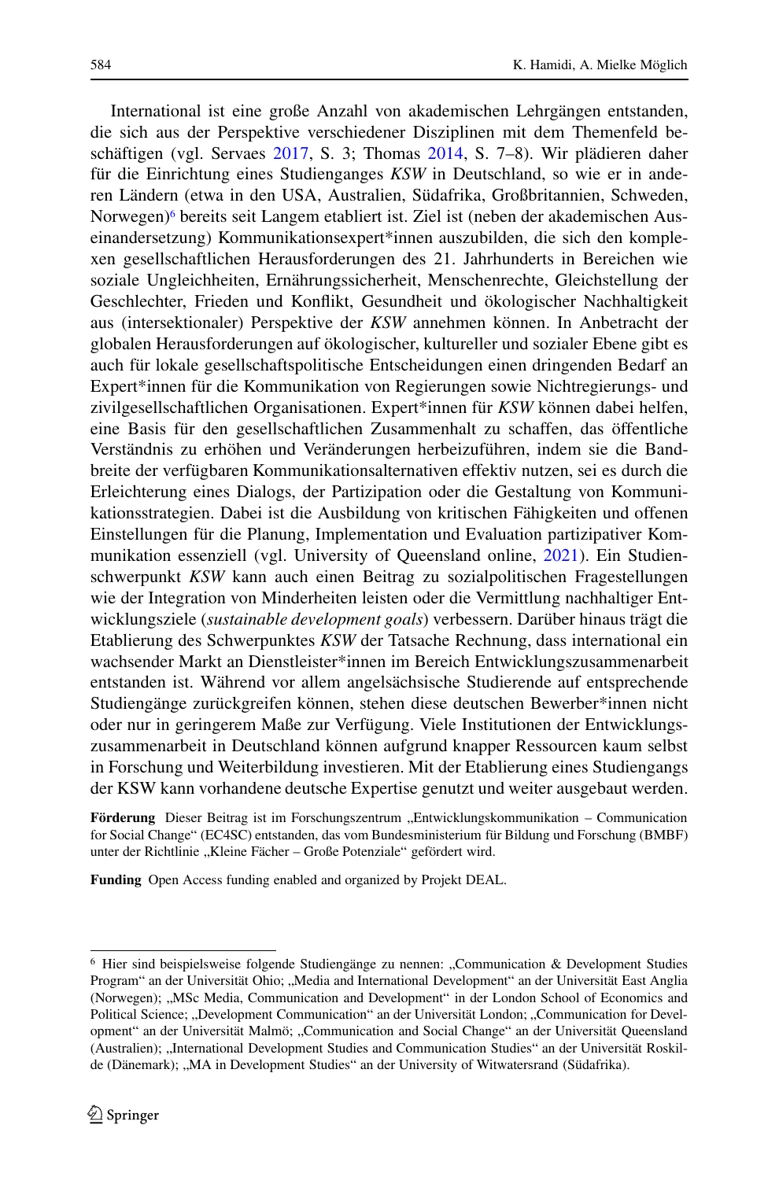International ist eine große Anzahl von akademischen Lehrgängen entstanden, die sich aus der Perspektive verschiedener Disziplinen mit dem Themenfeld beschäftigen (vgl. Servaes 2017, S. 3; Thomas 2014, S. 7–8). Wir plädieren daher für die Einrichtung eines Studienganges *KSW* in Deutschland, so wie er in anderen Ländern (etwa in den USA, Australien, Südafrika, Großbritannien, Schweden, Norwegen)[6] bereits seit Langem etabliert ist. Ziel ist (neben der akademischen Auseinandersetzung) Kommunikationsexpert*innen auszubilden, die sich den komplexen gesellschaftlichen Herausforderungen des 21. Jahrhunderts in Bereichen wie soziale Ungleichheiten, Ernährungssicherheit, Menschenrechte, Gleichstellung der Geschlechter, Frieden und Konflikt, Gesundheit und ökologischer Nachhaltigkeit aus (intersektionaler) Perspektive der *KSW* annehmen können. In Anbetracht der globalen Herausforderungen auf ökologischer, kultureller und sozialer Ebene gibt es auch für lokale gesellschaftspolitische Entscheidungen einen dringenden Bedarf an Expert*innen für die Kommunikation von Regierungen sowie Nichtregierungs- und zivilgesellschaftlichen Organisationen. Expert*innen für *KSW* können dabei helfen, eine Basis für den gesellschaftlichen Zusammenhalt zu schaffen, das öffentliche Verständnis zu erhöhen und Veränderungen herbeizuführen, indem sie die Bandbreite der verfügbaren Kommunikationsalternativen effektiv nutzen, sei es durch die Erleichterung eines Dialogs, der Partizipation oder die Gestaltung von Kommunikationsstrategien. Dabei ist die Ausbildung von kritischen Fähigkeiten und offenen Einstellungen für die Planung, Implementation und Evaluation partizipativer Kommunikation essenziell (vgl. University of Queensland online, 2021). Ein Studienschwerpunkt *KSW* kann auch einen Beitrag zu sozialpolitischen Fragestellungen wie der Integration von Minderheiten leisten oder die Vermittlung nachhaltiger Entwicklungsziele (*sustainable development goals*) verbessern. Darüber hinaus trägt die Etablierung des Schwerpunktes *KSW* der Tatsache Rechnung, dass international ein wachsender Markt an Dienstleister*innen im Bereich Entwicklungszusammenarbeit entstanden ist. Während vor allem angelsächsische Studierende auf entsprechende Studiengänge zurückgreifen können, stehen diese deutschen Bewerber*innen nicht oder nur in geringerem Maße zur Verfügung. Viele Institutionen der Entwicklungszusammenarbeit in Deutschland können aufgrund knapper Ressourcen kaum selbst in Forschung und Weiterbildung investieren. Mit der Etablierung eines Studiengangs der KSW kann vorhandene deutsche Expertise genutzt und weiter ausgebaut werden.

**Förderung** Dieser Beitrag ist im Forschungszentrum „Entwicklungskommunikation – Communication for Social Change“ (EC4SC) entstanden, das vom Bundesministerium für Bildung und Forschung (BMBF) unter der Richtlinie „Kleine Fächer – Große Potenziale“ gefördert wird.

**Funding** Open Access funding enabled and organized by Projekt DEAL.

---

[6] Hier sind beispielsweise folgende Studiengänge zu nennen: „Communication & Development Studies Program“ an der Universität Ohio; „Media and International Development“ an der Universität East Anglia (Norwegen); „MSc Media, Communication and Development“ in der London School of Economics and Political Science; „Development Communication“ an der Universität London; „Communication for Development“ an der Universität Malmö; „Communication and Social Change“ an der Universität Queensland (Australien); „International Development Studies and Communication Studies“ an der Universität Roskilde (Dänemark); „MA in Development Studies“ an der University of Witwatersrand (Südafrika).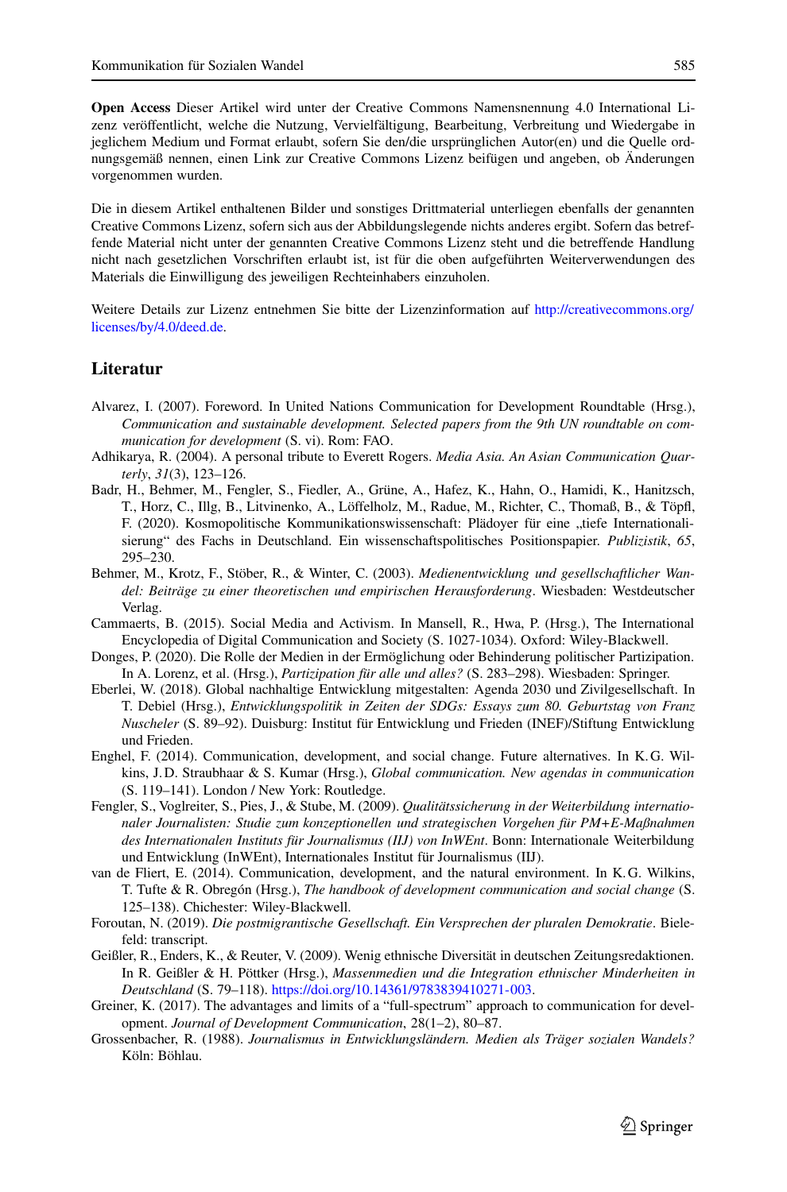**Open Access** Dieser Artikel wird unter der Creative Commons Namensnennung 4.0 International Lizenz veröffentlicht, welche die Nutzung, Vervielfältigung, Bearbeitung, Verbreitung und Wiedergabe in jeglichem Medium und Format erlaubt, sofern Sie den/die ursprünglichen Autor(en) und die Quelle ordnungsgemäß nennen, einen Link zur Creative Commons Lizenz beifügen und angeben, ob Änderungen vorgenommen wurden.

Die in diesem Artikel enthaltenen Bilder und sonstiges Drittmaterial unterliegen ebenfalls der genannten Creative Commons Lizenz, sofern sich aus der Abbildungslegende nichts anderes ergibt. Sofern das betreffende Material nicht unter der genannten Creative Commons Lizenz steht und die betreffende Handlung nicht nach gesetzlichen Vorschriften erlaubt ist, ist für die oben aufgeführten Weiterverwendungen des Materials die Einwilligung des jeweiligen Rechteinhabers einzuholen.

Weitere Details zur Lizenz entnehmen Sie bitte der Lizenzinformation auf http://creativecommons.org/licenses/by/4.0/deed.de.

## Literatur

Alvarez, I. (2007). Foreword. In United Nations Communication for Development Roundtable (Hrsg.), *Communication and sustainable development. Selected papers from the 9th UN roundtable on communication for development* (S. vi). Rom: FAO.

Adhikarya, R. (2004). A personal tribute to Everett Rogers. *Media Asia. An Asian Communication Quarterly*, *31*(3), 123–126.

Badr, H., Behmer, M., Fengler, S., Fiedler, A., Grüne, A., Hafez, K., Hahn, O., Hamidi, K., Hanitzsch, T., Horz, C., Illg, B., Litvinenko, A., Löffelholz, M., Radue, M., Richter, C., Thomaß, B., & Töpfl, F. (2020). Kosmopolitische Kommunikationswissenschaft: Plädoyer für eine „tiefe Internationalisierung" des Fachs in Deutschland. Ein wissenschaftspolitisches Positionspapier. *Publizistik*, *65*, 295–230.

Behmer, M., Krotz, F., Stöber, R., & Winter, C. (2003). *Medienentwicklung und gesellschaftlicher Wandel: Beiträge zu einer theoretischen und empirischen Herausforderung*. Wiesbaden: Westdeutscher Verlag.

Cammaerts, B. (2015). Social Media and Activism. In Mansell, R., Hwa, P. (Hrsg.), The International Encyclopedia of Digital Communication and Society (S. 1027-1034). Oxford: Wiley-Blackwell.

Donges, P. (2020). Die Rolle der Medien in der Ermöglichung oder Behinderung politischer Partizipation. In A. Lorenz, et al. (Hrsg.), *Partizipation für alle und alles?* (S. 283–298). Wiesbaden: Springer.

Eberlei, W. (2018). Global nachhaltige Entwicklung mitgestalten: Agenda 2030 und Zivilgesellschaft. In T. Debiel (Hrsg.), *Entwicklungspolitik in Zeiten der SDGs: Essays zum 80. Geburtstag von Franz Nuscheler* (S. 89–92). Duisburg: Institut für Entwicklung und Frieden (INEF)/Stiftung Entwicklung und Frieden.

Enghel, F. (2014). Communication, development, and social change. Future alternatives. In K.G. Wilkins, J.D. Straubhaar & S. Kumar (Hrsg.), *Global communication. New agendas in communication* (S. 119–141). London / New York: Routledge.

Fengler, S., Voglreiter, S., Pies, J., & Stube, M. (2009). *Qualitätssicherung in der Weiterbildung internationaler Journalisten: Studie zum konzeptionellen und strategischen Vorgehen für PM+E-Maßnahmen des Internationalen Instituts für Journalismus (IIJ) von InWEnt*. Bonn: Internationale Weiterbildung und Entwicklung (InWEnt), Internationales Institut für Journalismus (IIJ).

van de Fliert, E. (2014). Communication, development, and the natural environment. In K.G. Wilkins, T. Tufte & R. Obregón (Hrsg.), *The handbook of development communication and social change* (S. 125–138). Chichester: Wiley-Blackwell.

Foroutan, N. (2019). *Die postmigrantische Gesellschaft. Ein Versprechen der pluralen Demokratie*. Bielefeld: transcript.

Geißler, R., Enders, K., & Reuter, V. (2009). Wenig ethnische Diversität in deutschen Zeitungsredaktionen. In R. Geißler & H. Pöttker (Hrsg.), *Massenmedien und die Integration ethnischer Minderheiten in Deutschland* (S. 79–118). https://doi.org/10.14361/9783839410271-003.

Greiner, K. (2017). The advantages and limits of a "full-spectrum" approach to communication for development. *Journal of Development Communication*, 28(1–2), 80–87.

Grossenbacher, R. (1988). *Journalismus in Entwicklungsländern. Medien als Träger sozialen Wandels?* Köln: Böhlau.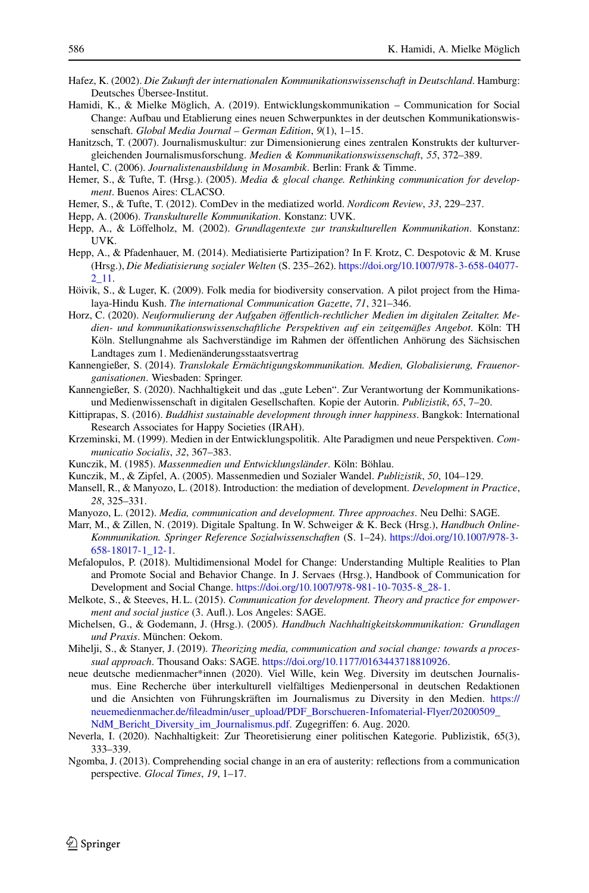Hafez, K. (2002). *Die Zukunft der internationalen Kommunikationswissenschaft in Deutschland*. Hamburg: Deutsches Übersee-Institut.

Hamidi, K., & Mielke Möglich, A. (2019). Entwicklungskommunikation – Communication for Social Change: Aufbau und Etablierung eines neuen Schwerpunktes in der deutschen Kommunikationswissenschaft. *Global Media Journal – German Edition*, *9*(1), 1–15.

Hanitzsch, T. (2007). Journalismuskultur: zur Dimensionierung eines zentralen Konstrukts der kulturvergleichenden Journalismusforschung. *Medien & Kommunikationswissenschaft*, *55*, 372–389.

Hantel, C. (2006). *Journalistenausbildung in Mosambik*. Berlin: Frank & Timme.

Hemer, S., & Tufte, T. (Hrsg.). (2005). *Media & glocal change. Rethinking communication for development*. Buenos Aires: CLACSO.

Hemer, S., & Tufte, T. (2012). ComDev in the mediatized world. *Nordicom Review*, *33*, 229–237.

Hepp, A. (2006). *Transkulturelle Kommunikation*. Konstanz: UVK.

Hepp, A., & Löffelholz, M. (2002). *Grundlagentexte zur transkulturellen Kommunikation*. Konstanz: UVK.

Hepp, A., & Pfadenhauer, M. (2014). Mediatisierte Partizipation? In F. Krotz, C. Despotovic & M. Kruse (Hrsg.), *Die Mediatisierung sozialer Welten* (S. 235–262). https://doi.org/10.1007/978-3-658-04077-2_11.

Höivik, S., & Luger, K. (2009). Folk media for biodiversity conservation. A pilot project from the Himalaya-Hindu Kush. *The international Communication Gazette*, *71*, 321–346.

Horz, C. (2020). *Neuformulierung der Aufgaben öffentlich-rechtlicher Medien im digitalen Zeitalter. Medien- und kommunikationswissenschaftliche Perspektiven auf ein zeitgemäßes Angebot*. Köln: TH Köln. Stellungnahme als Sachverständige im Rahmen der öffentlichen Anhörung des Sächsischen Landtages zum 1. Medienänderungsstaatsvertrag

Kannengießer, S. (2014). *Translokale Ermächtigungskommunikation. Medien, Globalisierung, Frauenorganisationen*. Wiesbaden: Springer.

Kannengießer, S. (2020). Nachhaltigkeit und das „gute Leben". Zur Verantwortung der Kommunikations- und Medienwissenschaft in digitalen Gesellschaften. Kopie der Autorin. *Publizistik*, *65*, 7–20.

Kittiprapas, S. (2016). *Buddhist sustainable development through inner happiness*. Bangkok: International Research Associates for Happy Societies (IRAH).

Krzeminski, M. (1999). Medien in der Entwicklungspolitik. Alte Paradigmen und neue Perspektiven. *Communicatio Socialis*, *32*, 367–383.

Kunczik, M. (1985). *Massenmedien und Entwicklungsländer*. Köln: Böhlau.

Kunczik, M., & Zipfel, A. (2005). Massenmedien und Sozialer Wandel. *Publizistik*, *50*, 104–129.

Mansell, R., & Manyozo, L. (2018). Introduction: the mediation of development. *Development in Practice*, *28*, 325–331.

Manyozo, L. (2012). *Media, communication and development. Three approaches*. Neu Delhi: SAGE.

Marr, M., & Zillen, N. (2019). Digitale Spaltung. In W. Schweiger & K. Beck (Hrsg.), *Handbuch Online-Kommunikation. Springer Reference Sozialwissenschaften* (S. 1–24). https://doi.org/10.1007/978-3-658-18017-1_12-1.

Mefalopulos, P. (2018). Multidimensional Model for Change: Understanding Multiple Realities to Plan and Promote Social and Behavior Change. In J. Servaes (Hrsg.), Handbook of Communication for Development and Social Change. https://doi.org/10.1007/978-981-10-7035-8_28-1.

Melkote, S., & Steeves, H.L. (2015). *Communication for development. Theory and practice for empowerment and social justice* (3. Aufl.). Los Angeles: SAGE.

Michelsen, G., & Godemann, J. (Hrsg.). (2005). *Handbuch Nachhaltigkeitskommunikation: Grundlagen und Praxis*. München: Oekom.

Mihelji, S., & Stanyer, J. (2019). *Theorizing media, communication and social change: towards a processual approach*. Thousand Oaks: SAGE. https://doi.org/10.1177/0163443718810926.

neue deutsche medienmacher*innen (2020). Viel Wille, kein Weg. Diversity im deutschen Journalismus. Eine Recherche über interkulturell vielfältiges Medienpersonal in deutschen Redaktionen und die Ansichten von Führungskräften im Journalismus zu Diversity in den Medien. https://neuemedienmacher.de/fileadmin/user_upload/PDF_Borschueren-Infomaterial-Flyer/20200509_NdM_Bericht_Diversity_im_Journalismus.pdf. Zugegriffen: 6. Aug. 2020.

Neverla, I. (2020). Nachhaltigkeit: Zur Theoretisierung einer politischen Kategorie. Publizistik, 65(3), 333–339.

Ngomba, J. (2013). Comprehending social change in an era of austerity: reflections from a communication perspective. *Glocal Times*, *19*, 1–17.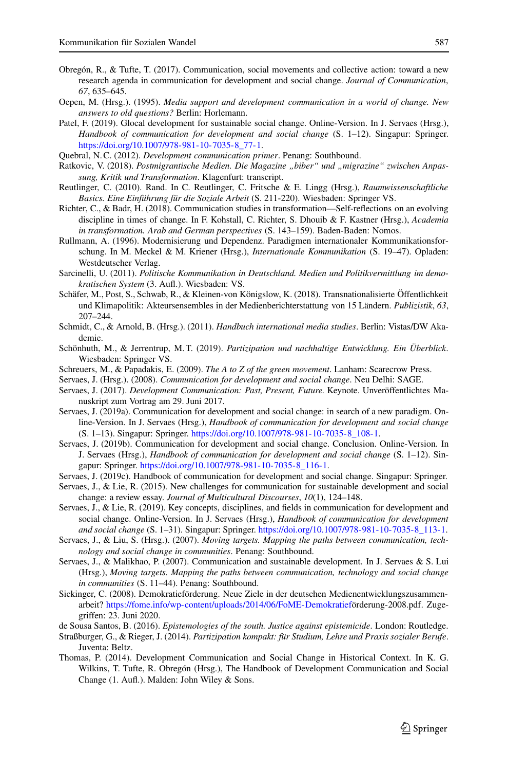Obregón, R., & Tufte, T. (2017). Communication, social movements and collective action: toward a new research agenda in communication for development and social change. *Journal of Communication*, *67*, 635–645.

Oepen, M. (Hrsg.). (1995). *Media support and development communication in a world of change. New answers to old questions?* Berlin: Horlemann.

Patel, F. (2019). Glocal development for sustainable social change. Online-Version. In J. Servaes (Hrsg.), *Handbook of communication for development and social change* (S. 1–12). Singapur: Springer. https://doi.org/10.1007/978-981-10-7035-8_77-1.

Quebral, N. C. (2012). *Development communication primer*. Penang: Southbound.

Ratkovic, V. (2018). *Postmigrantische Medien. Die Magazine „biber" und „migrazine" zwischen Anpassung, Kritik und Transformation*. Klagenfurt: transcript.

Reutlinger, C. (2010). Rand. In C. Reutlinger, C. Fritsche & E. Lingg (Hrsg.), *Raumwissenschaftliche Basics. Eine Einführung für die Soziale Arbeit* (S. 211-220). Wiesbaden: Springer VS.

Richter, C., & Badr, H. (2018). Communication studies in transformation—Self-reflections on an evolving discipline in times of change. In F. Kohstall, C. Richter, S. Dhouib & F. Kastner (Hrsg.), *Academia in transformation. Arab and German perspectives* (S. 143–159). Baden-Baden: Nomos.

Rullmann, A. (1996). Modernisierung und Dependenz. Paradigmen internationaler Kommunikationsforschung. In M. Meckel & M. Kriener (Hrsg.), *Internationale Kommunikation* (S. 19–47). Opladen: Westdeutscher Verlag.

Sarcinelli, U. (2011). *Politische Kommunikation in Deutschland. Medien und Politikvermittlung im demokratischen System* (3. Aufl.). Wiesbaden: VS.

Schäfer, M., Post, S., Schwab, R., & Kleinen-von Königslow, K. (2018). Transnationalisierte Öffentlichkeit und Klimapolitik: Akteursensembles in der Medienberichterstattung von 15 Ländern. *Publizistik*, *63*, 207–244.

Schmidt, C., & Arnold, B. (Hrsg.). (2011). *Handbuch international media studies*. Berlin: Vistas/DW Akademie.

Schönhuth, M., & Jerrentrup, M. T. (2019). *Partizipation und nachhaltige Entwicklung. Ein Überblick*. Wiesbaden: Springer VS.

Schreuers, M., & Papadakis, E. (2009). *The A to Z of the green movement*. Lanham: Scarecrow Press.

Servaes, J. (Hrsg.). (2008). *Communication for development and social change*. Neu Delhi: SAGE.

Servaes, J. (2017). *Development Communication: Past, Present, Future.* Keynote. Unveröffentlichtes Manuskript zum Vortrag am 29. Juni 2017.

Servaes, J. (2019a). Communication for development and social change: in search of a new paradigm. Online-Version. In J. Servaes (Hrsg.), *Handbook of communication for development and social change* (S. 1–13). Singapur: Springer. https://doi.org/10.1007/978-981-10-7035-8_108-1.

Servaes, J. (2019b). Communication for development and social change. Conclusion. Online-Version. In J. Servaes (Hrsg.), *Handbook of communication for development and social change* (S. 1–12). Singapur: Springer. https://doi.org/10.1007/978-981-10-7035-8_116-1.

Servaes, J. (2019c). Handbook of communication for development and social change. Singapur: Springer.

Servaes, J., & Lie, R. (2015). New challenges for communication for sustainable development and social change: a review essay. *Journal of Multicultural Discourses*, *10*(1), 124–148.

Servaes, J., & Lie, R. (2019). Key concepts, disciplines, and fields in communication for development and social change. Online-Version. In J. Servaes (Hrsg.), *Handbook of communication for development and social change* (S. 1–31). Singapur: Springer. https://doi.org/10.1007/978-981-10-7035-8_113-1.

Servaes, J., & Liu, S. (Hrsg.). (2007). *Moving targets. Mapping the paths between communication, technology and social change in communities*. Penang: Southbound.

Servaes, J., & Malikhao, P. (2007). Communication and sustainable development. In J. Servaes & S. Lui (Hrsg.), *Moving targets. Mapping the paths between communication, technology and social change in communities* (S. 11–44). Penang: Southbound.

Sickinger, C. (2008). Demokratieförderung. Neue Ziele in der deutschen Medienentwicklungszusammenarbeit? https://fome.info/wp-content/uploads/2014/06/FoME-Demokratieförderung-2008.pdf. Zugegriffen: 23. Juni 2020.

de Sousa Santos, B. (2016). *Epistemologies of the south. Justice against epistemicide*. London: Routledge.

Straßburger, G., & Rieger, J. (2014). *Partizipation kompakt: für Studium, Lehre und Praxis sozialer Berufe*. Juventa: Beltz.

Thomas, P. (2014). Development Communication and Social Change in Historical Context. In K. G. Wilkins, T. Tufte, R. Obregón (Hrsg.), The Handbook of Development Communication and Social Change (1. Aufl.). Malden: John Wiley & Sons.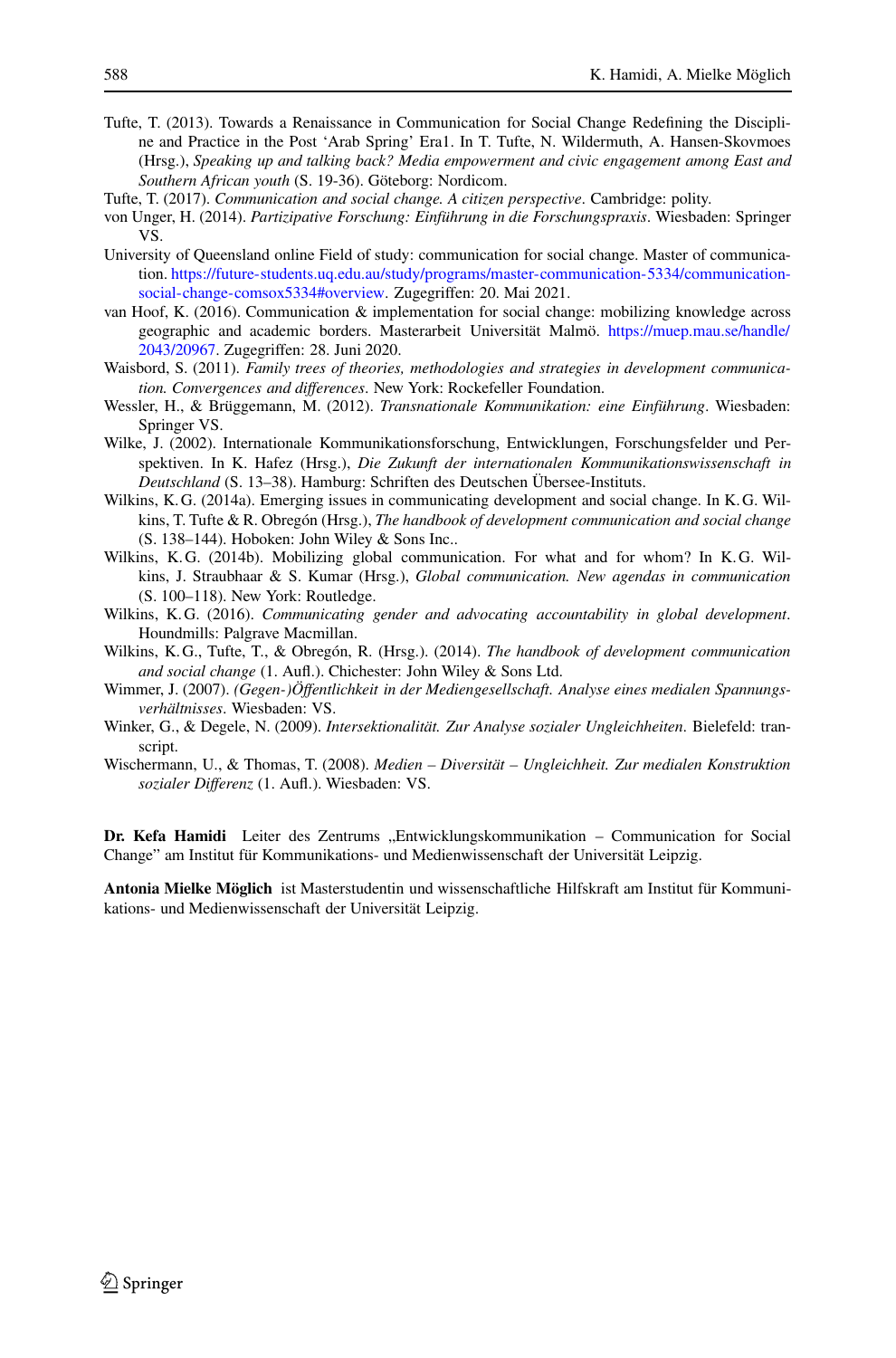Tufte, T. (2013). Towards a Renaissance in Communication for Social Change Redefining the Discipline and Practice in the Post 'Arab Spring' Era1. In T. Tufte, N. Wildermuth, A. Hansen-Skovmoes (Hrsg.), *Speaking up and talking back? Media empowerment and civic engagement among East and Southern African youth* (S. 19-36). Göteborg: Nordicom.

Tufte, T. (2017). *Communication and social change. A citizen perspective*. Cambridge: polity.

von Unger, H. (2014). *Partizipative Forschung: Einführung in die Forschungspraxis*. Wiesbaden: Springer VS.

University of Queensland online Field of study: communication for social change. Master of communication. https://future-students.uq.edu.au/study/programs/master-communication-5334/communication-social-change-comsox5334#overview. Zugegriffen: 20. Mai 2021.

van Hoof, K. (2016). Communication & implementation for social change: mobilizing knowledge across geographic and academic borders. Masterarbeit Universität Malmö. https://muep.mau.se/handle/2043/20967. Zugegriffen: 28. Juni 2020.

Waisbord, S. (2011). *Family trees of theories, methodologies and strategies in development communication. Convergences and differences*. New York: Rockefeller Foundation.

Wessler, H., & Brüggemann, M. (2012). *Transnationale Kommunikation: eine Einführung*. Wiesbaden: Springer VS.

Wilke, J. (2002). Internationale Kommunikationsforschung, Entwicklungen, Forschungsfelder und Perspektiven. In K. Hafez (Hrsg.), *Die Zukunft der internationalen Kommunikationswissenschaft in Deutschland* (S. 13–38). Hamburg: Schriften des Deutschen Übersee-Instituts.

Wilkins, K. G. (2014a). Emerging issues in communicating development and social change. In K. G. Wilkins, T. Tufte & R. Obregón (Hrsg.), *The handbook of development communication and social change* (S. 138–144). Hoboken: John Wiley & Sons Inc..

Wilkins, K. G. (2014b). Mobilizing global communication. For what and for whom? In K. G. Wilkins, J. Straubhaar & S. Kumar (Hrsg.), *Global communication. New agendas in communication* (S. 100–118). New York: Routledge.

Wilkins, K. G. (2016). *Communicating gender and advocating accountability in global development*. Houndmills: Palgrave Macmillan.

Wilkins, K. G., Tufte, T., & Obregón, R. (Hrsg.). (2014). *The handbook of development communication and social change* (1. Aufl.). Chichester: John Wiley & Sons Ltd.

Wimmer, J. (2007). *(Gegen-)Öffentlichkeit in der Mediengesellschaft. Analyse eines medialen Spannungsverhältnisses*. Wiesbaden: VS.

Winker, G., & Degele, N. (2009). *Intersektionalität. Zur Analyse sozialer Ungleichheiten*. Bielefeld: transcript.

Wischermann, U., & Thomas, T. (2008). *Medien – Diversität – Ungleichheit. Zur medialen Konstruktion sozialer Differenz* (1. Aufl.). Wiesbaden: VS.

**Dr. Kefa Hamidi** Leiter des Zentrums „Entwicklungskommunikation – Communication for Social Change" am Institut für Kommunikations- und Medienwissenschaft der Universität Leipzig.

**Antonia Mielke Möglich** ist Masterstudentin und wissenschaftliche Hilfskraft am Institut für Kommunikations- und Medienwissenschaft der Universität Leipzig.